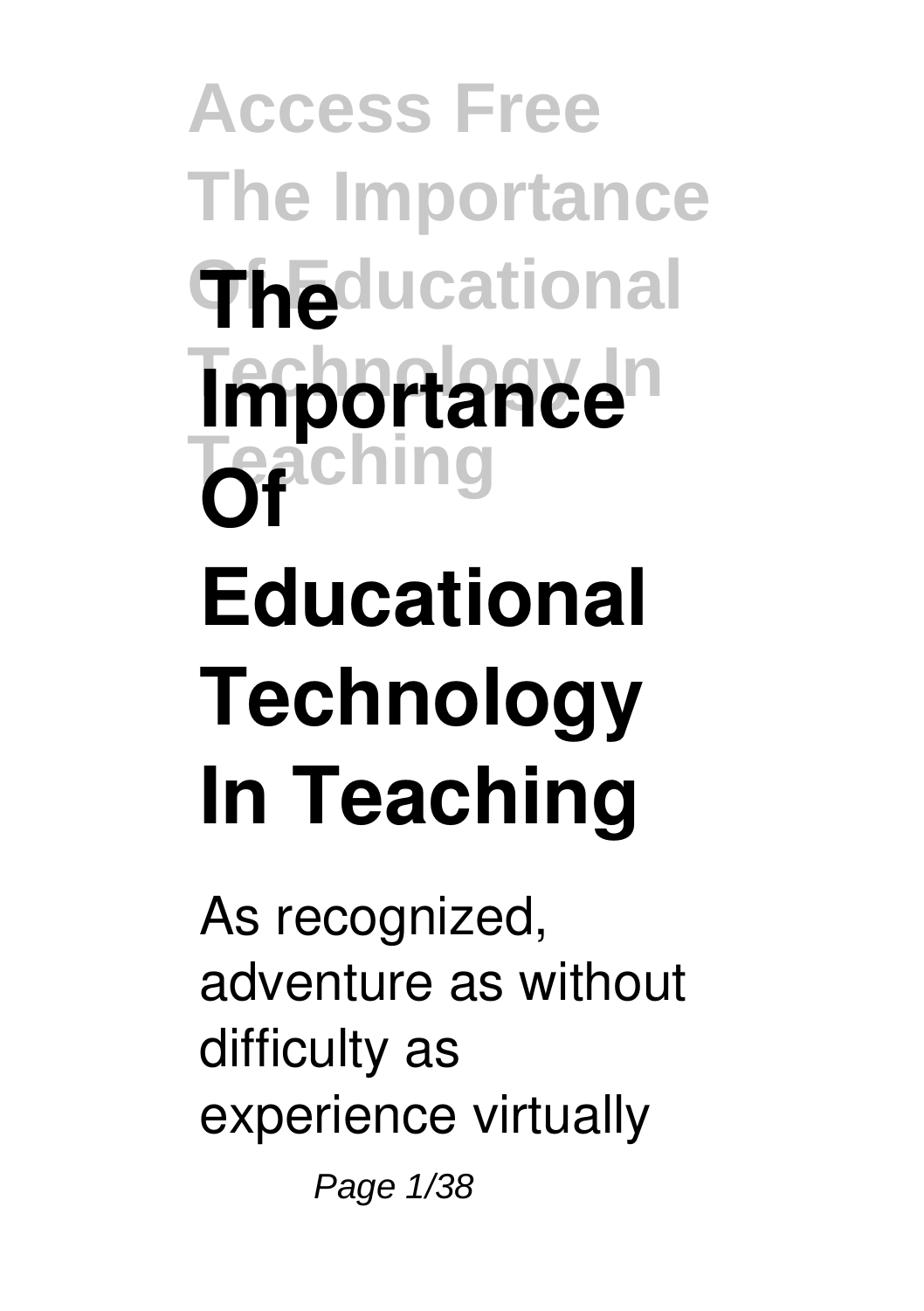# The Importance Of Educational Technology In Teaching

As recognized, adventure as without difficulty as experience virtually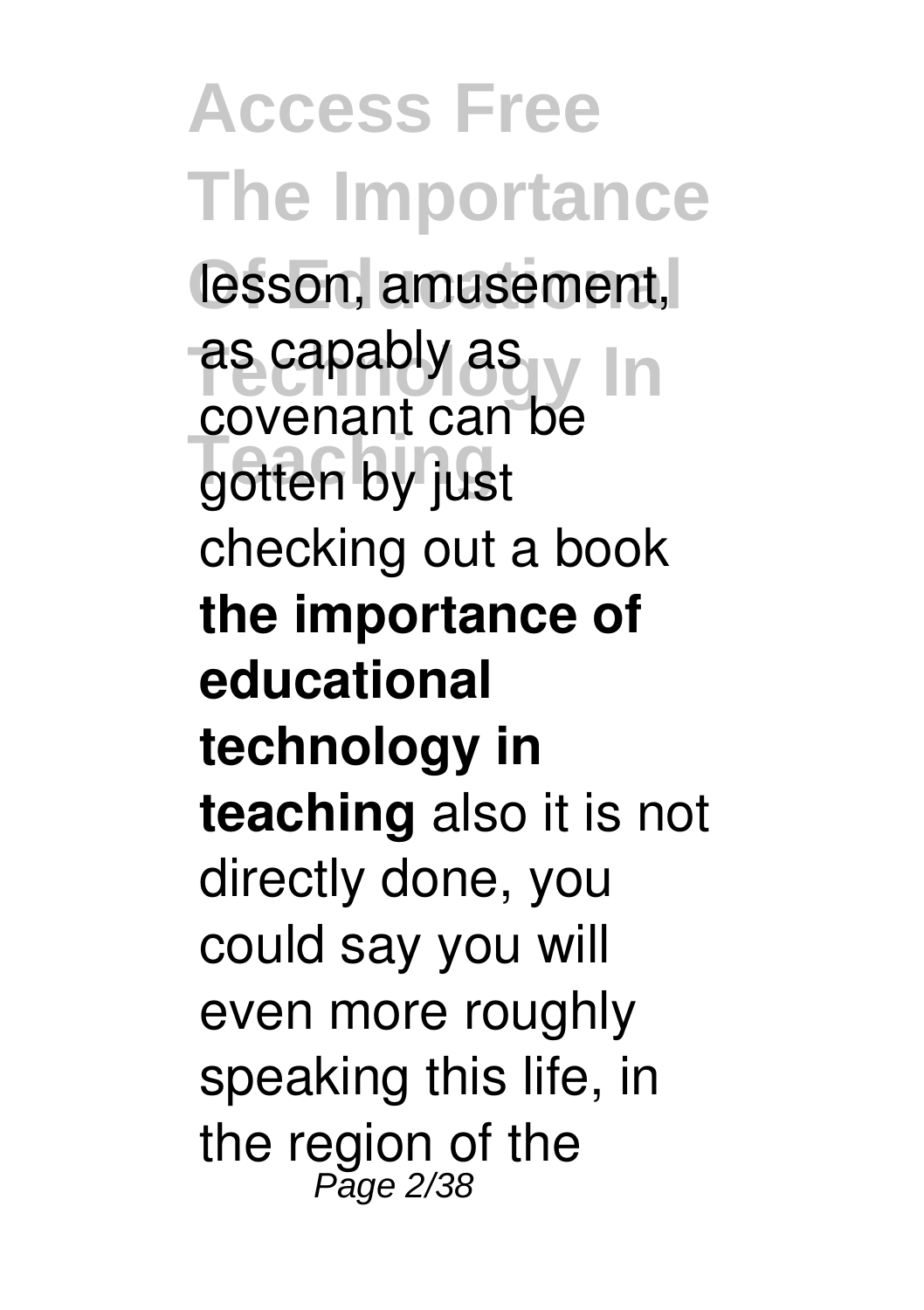lesson, amusement, as capably as covenant can be gotten by just checking out a book **the importance of educational technology in teaching** also it is not directly done, you could say you will even more roughly speaking this life, in the region of the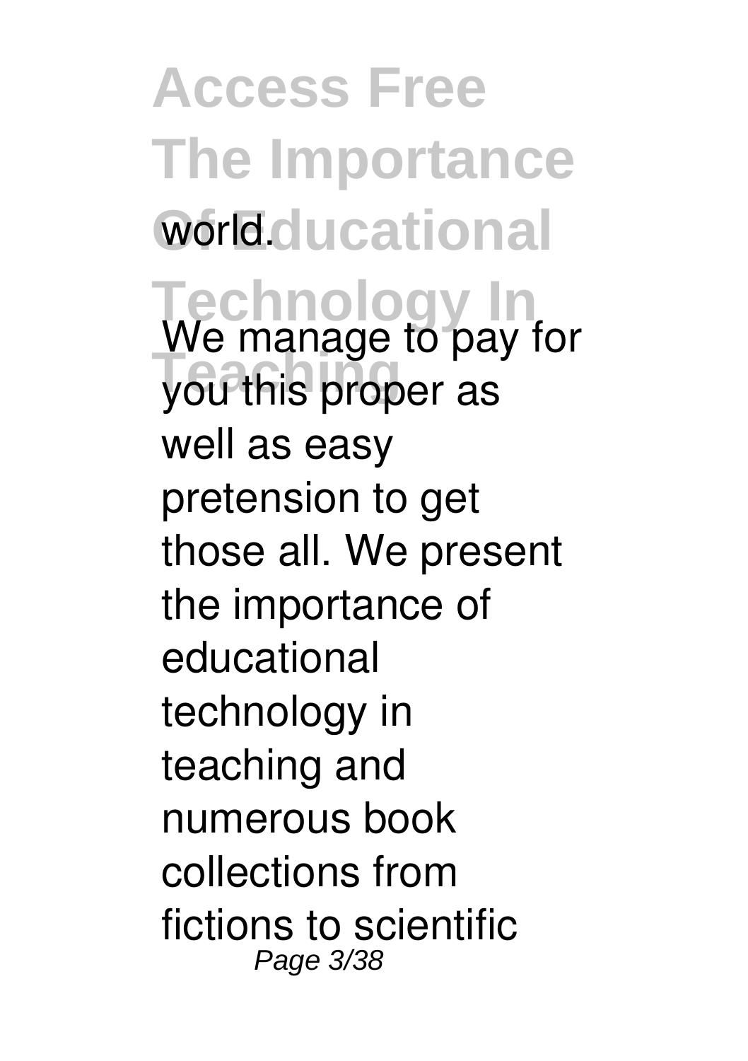world.

We manage to pay for you this proper as well as easy pretension to get those all. We present the importance of educational technology in teaching and numerous book collections from fictions to scientific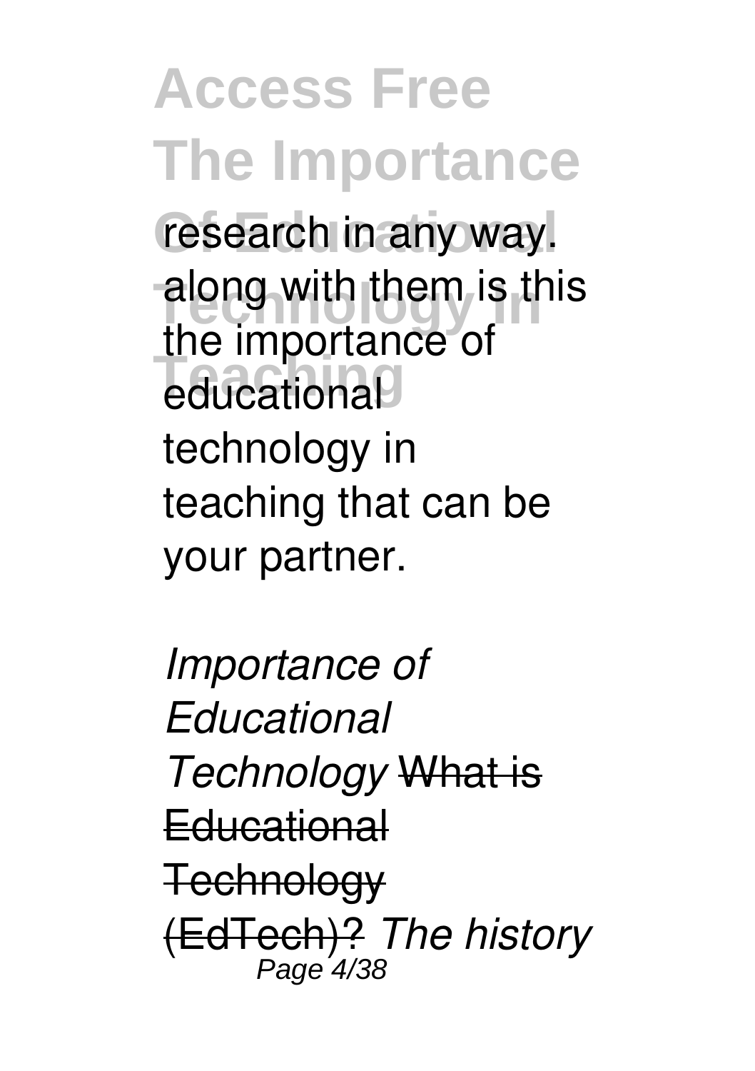research in any way. along with them is this the importance of educational technology in teaching that can be your partner.

*Importance of Educational Technology* ~~What is Educational Technology (EdTech)?~~ *The history*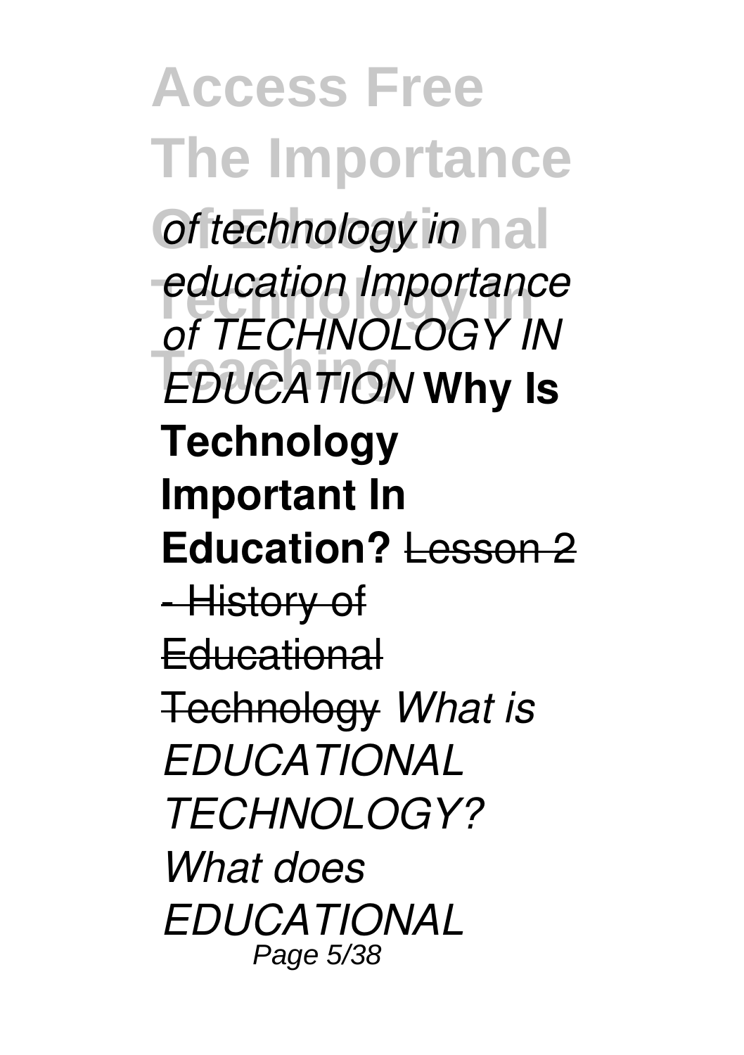*of technology in education Importance of TECHNOLOGY IN EDUCATION* **Why Is Technology Important In Education?** ~~Lesson 2 - History of Educational Technology~~ *What is EDUCATIONAL TECHNOLOGY? What does EDUCATIONAL*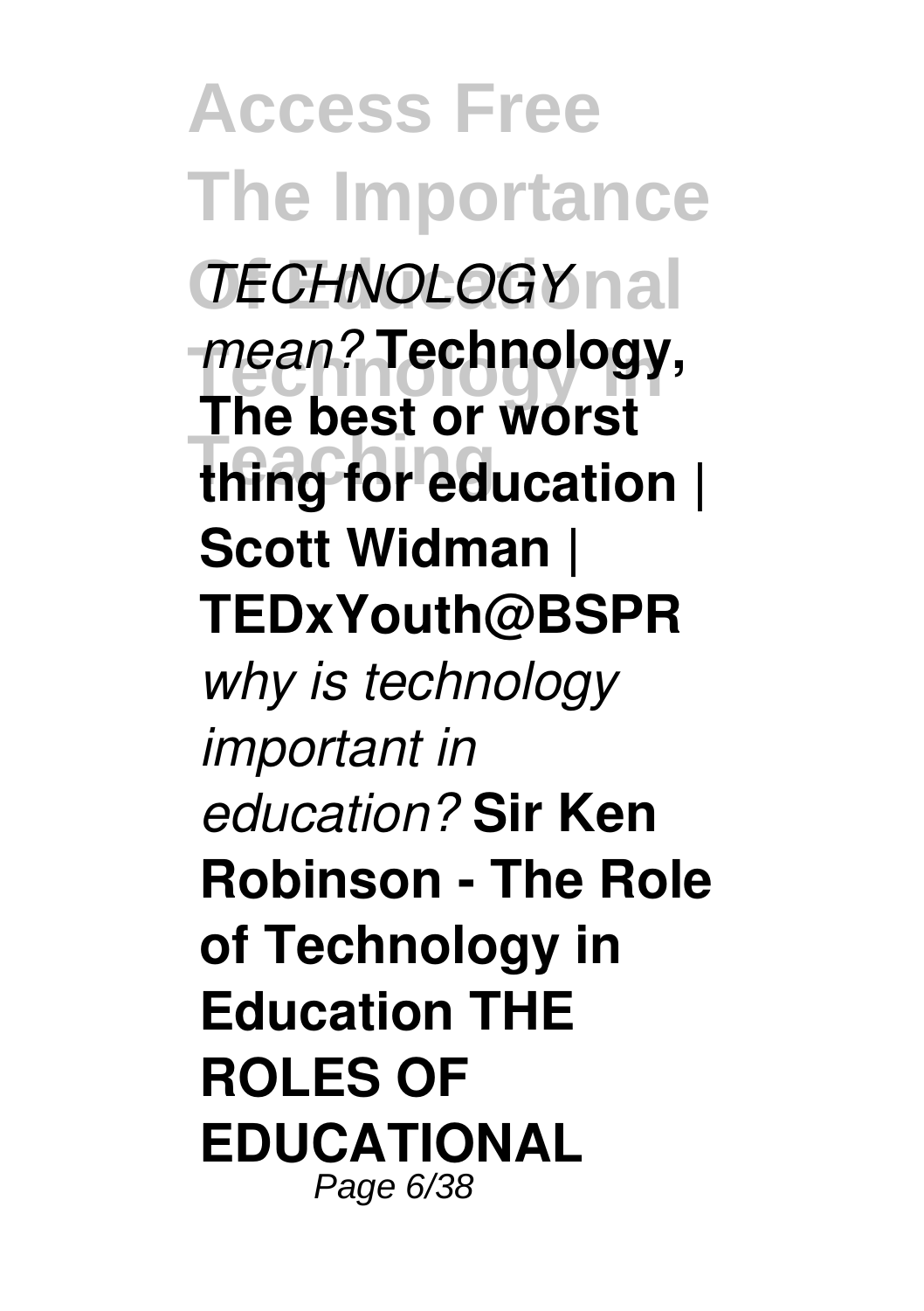*TECHNOLOGY mean?* **Technology, The best or worst thing for education | Scott Widman | TEDxYouth@BSPR** *why is technology important in education?* **Sir Ken Robinson - The Role of Technology in Education THE ROLES OF EDUCATIONAL**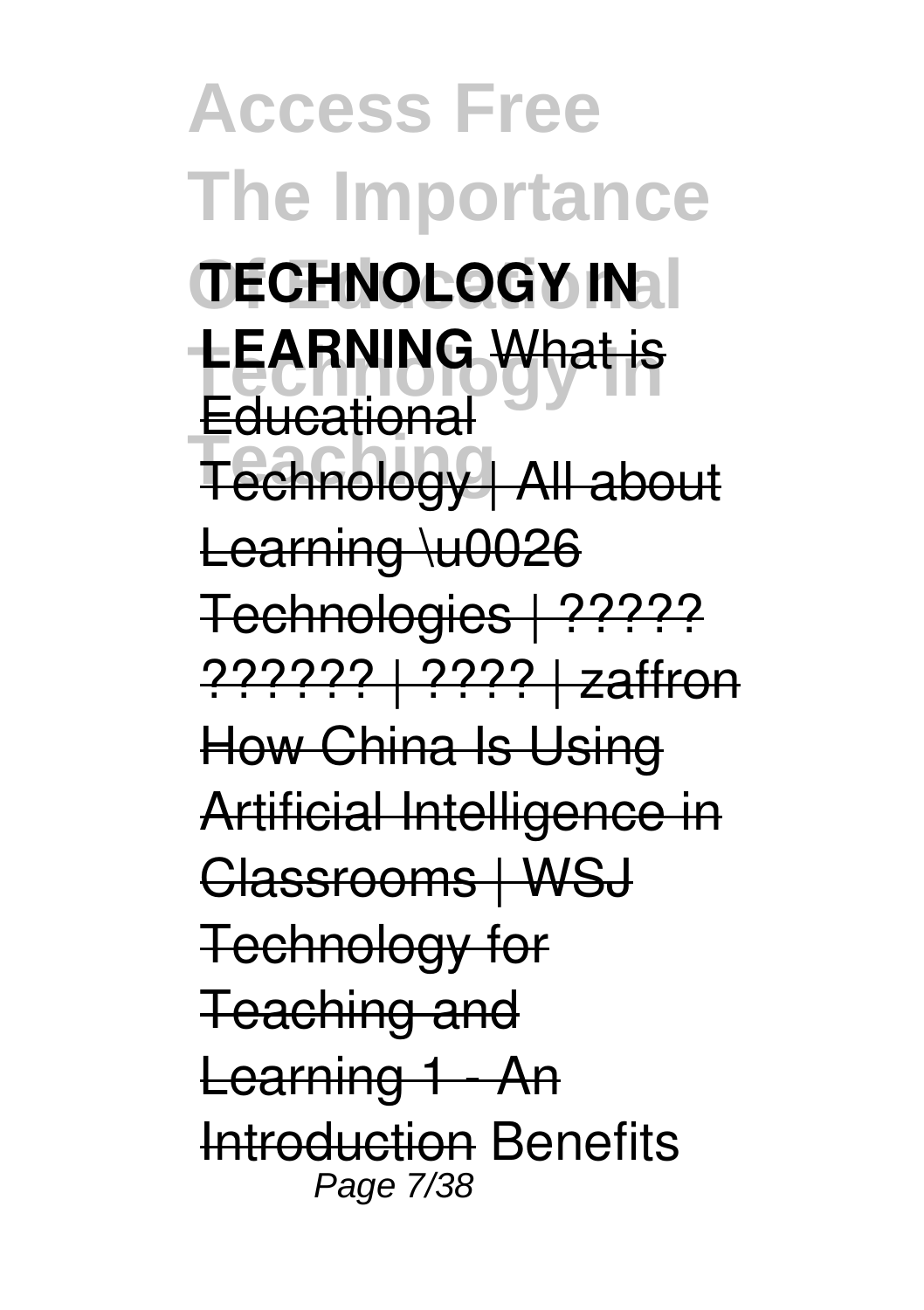**TECHNOLOGY IN LEARNING** What is Educational Technology | All about Learning \u0026 Technologies | ????? ?????? | ???? | zaffron How China Is Using Artificial Intelligence in Classrooms | WSJ Technology for Teaching and Learning 1 - An Introduction Benefits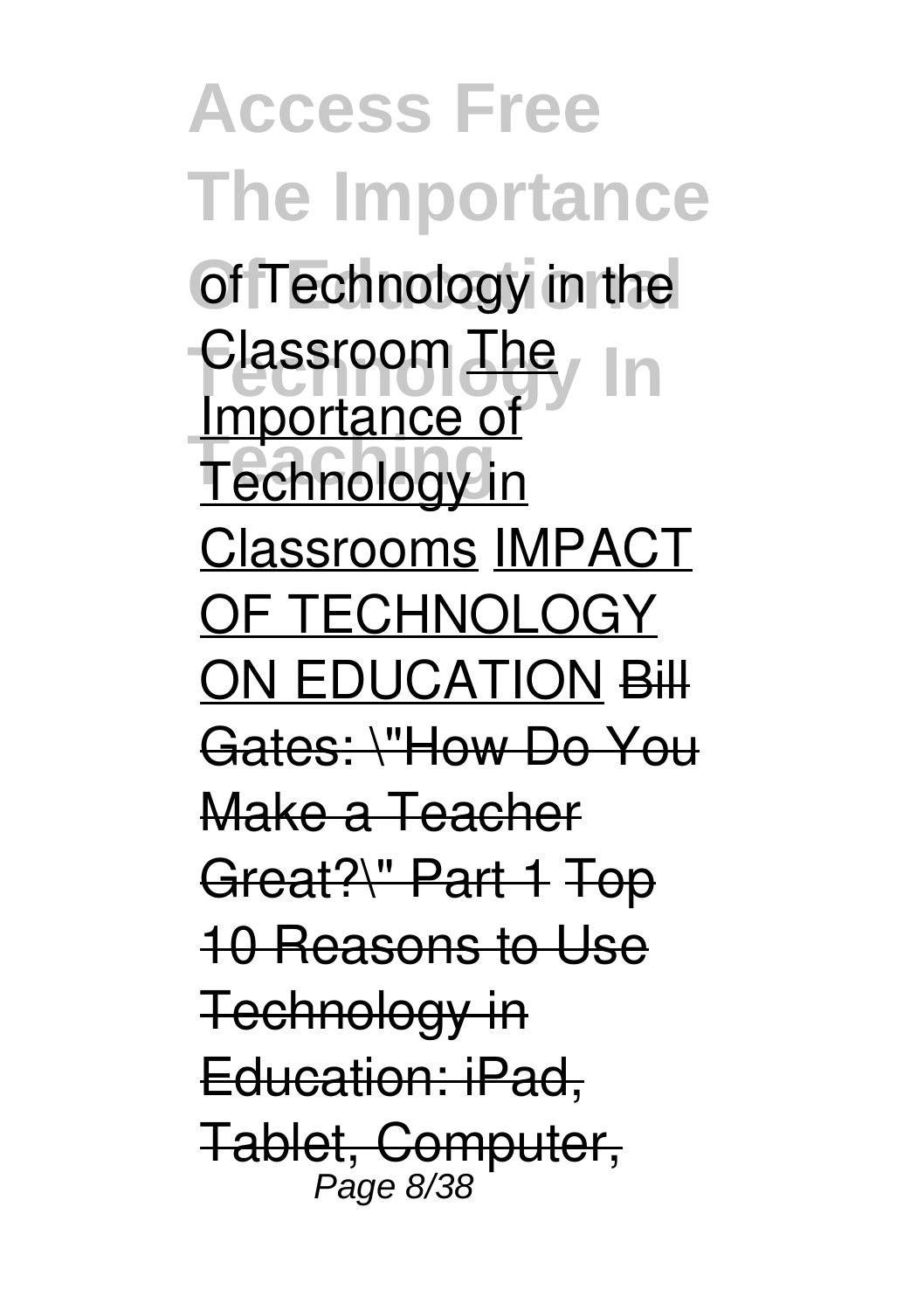of Technology in the Classroom The Importance of Technology in Classrooms IMPACT OF TECHNOLOGY ON EDUCATION ~~Bill Gates: \"How Do You Make a Teacher Great?\" Part 1~~ ~~Top 10 Reasons to Use Technology in Education: iPad, Tablet, Computer,~~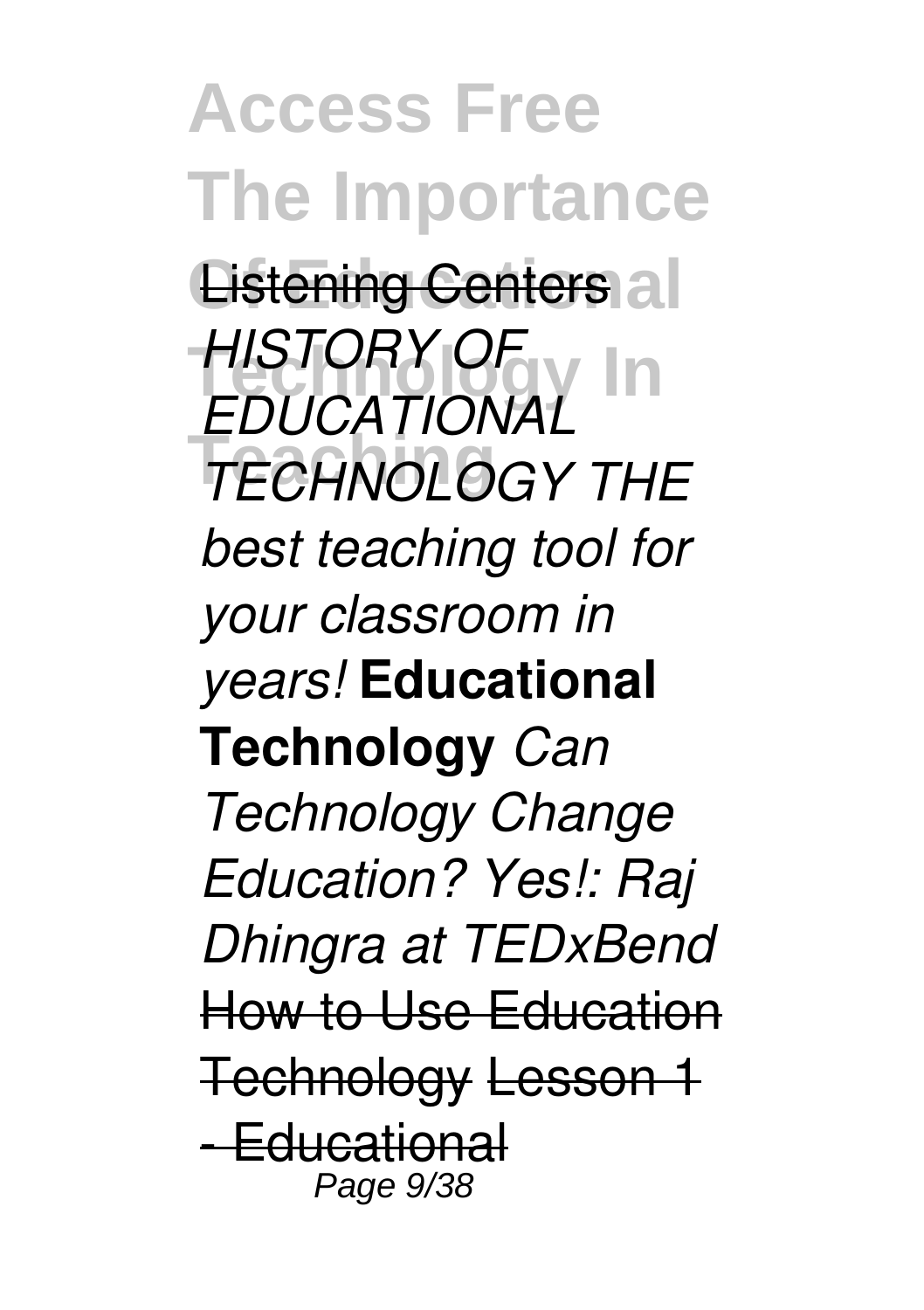Listening Centers *HISTORY OF EDUCATIONAL TECHNOLOGY THE best teaching tool for your classroom in years!* **Educational Technology** *Can Technology Change Education? Yes!: Raj Dhingra at TEDxBend* How to Use Education Technology Lesson 1 - Educational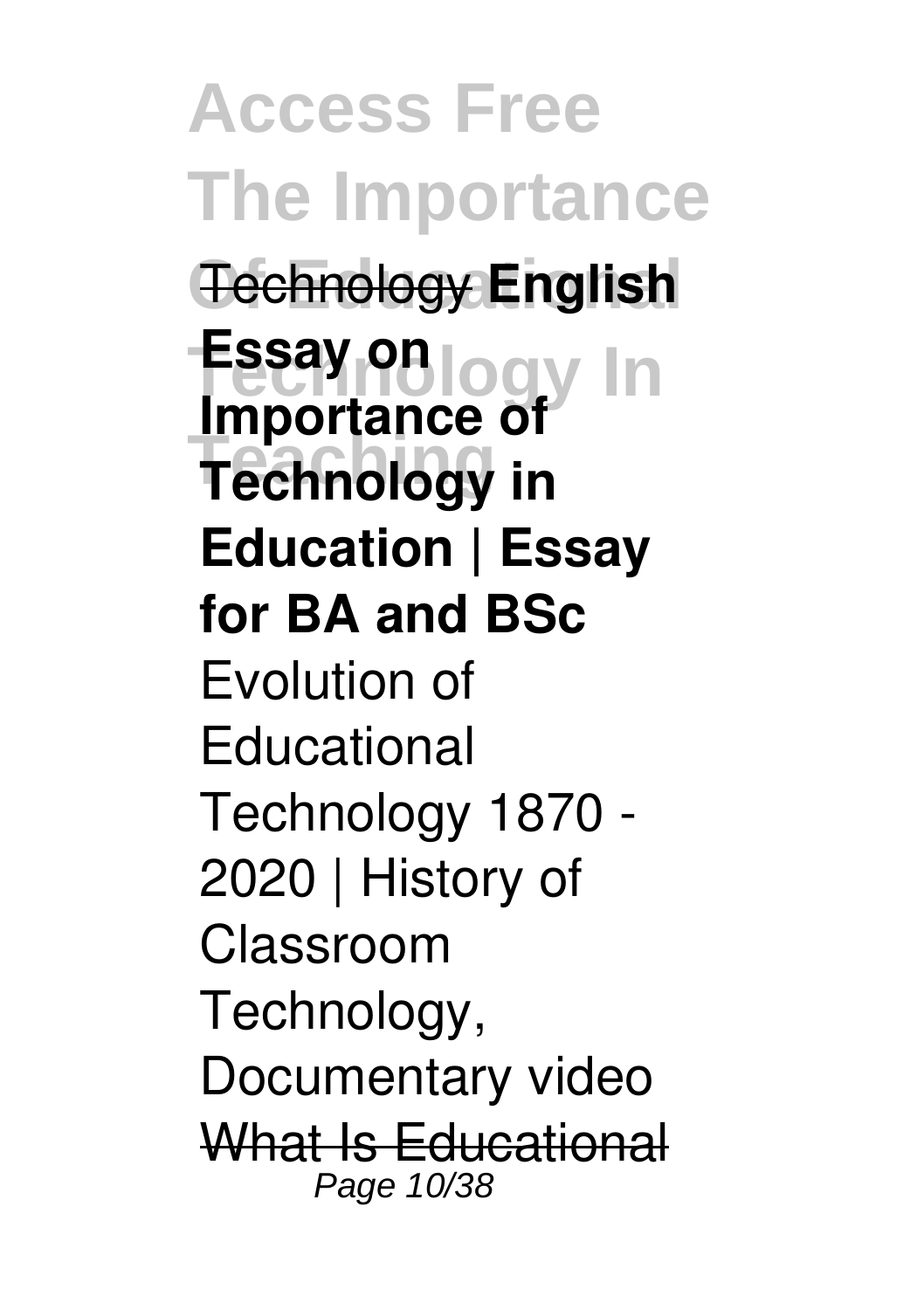Technology **English Essay on Importance of Technology in Education | Essay for BA and BSc** Evolution of Educational Technology 1870 - 2020 | History of Classroom Technology, Documentary video What Is Educational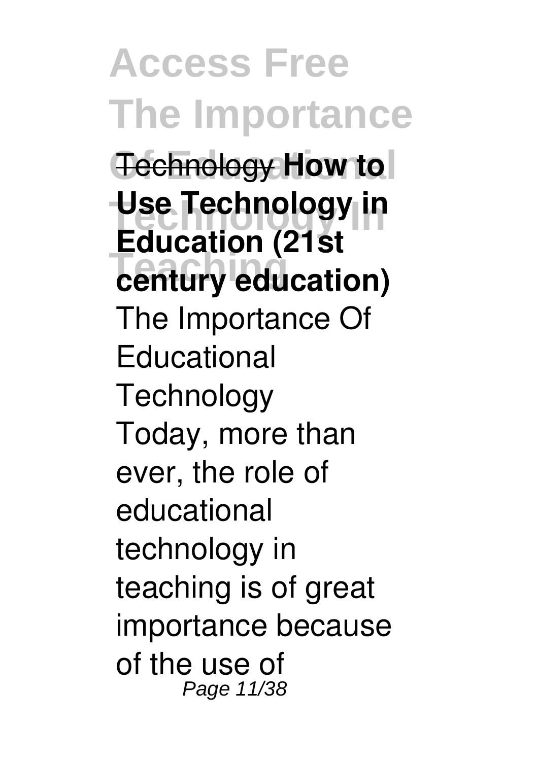Technology **How to Use Technology in Education (21st century education)**

The Importance Of Educational Technology

Today, more than ever, the role of educational technology in teaching is of great importance because of the use of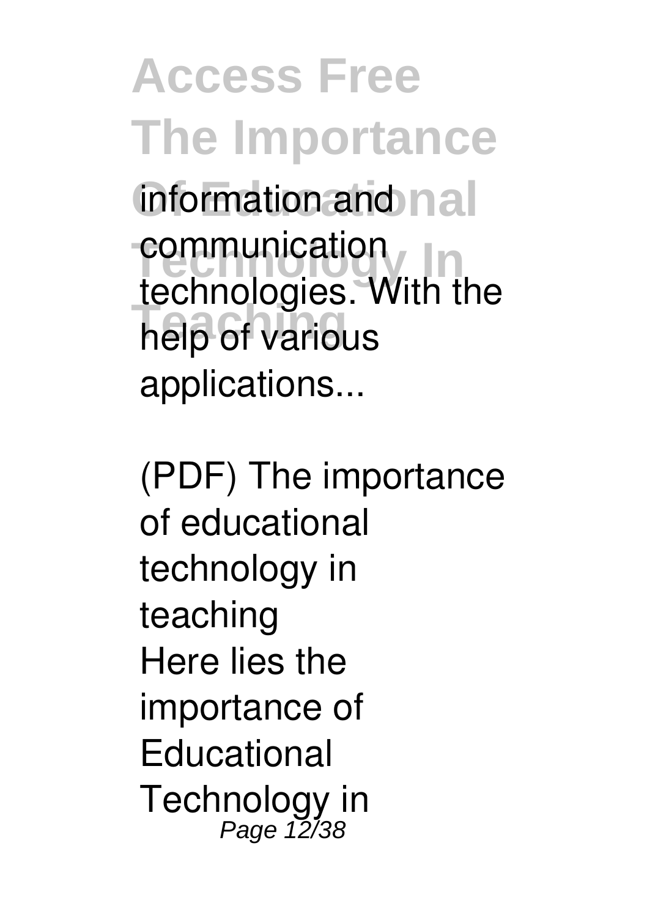information and communication technologies. With the help of various applications...

(PDF) The importance of educational technology in teaching

Here lies the importance of Educational Technology in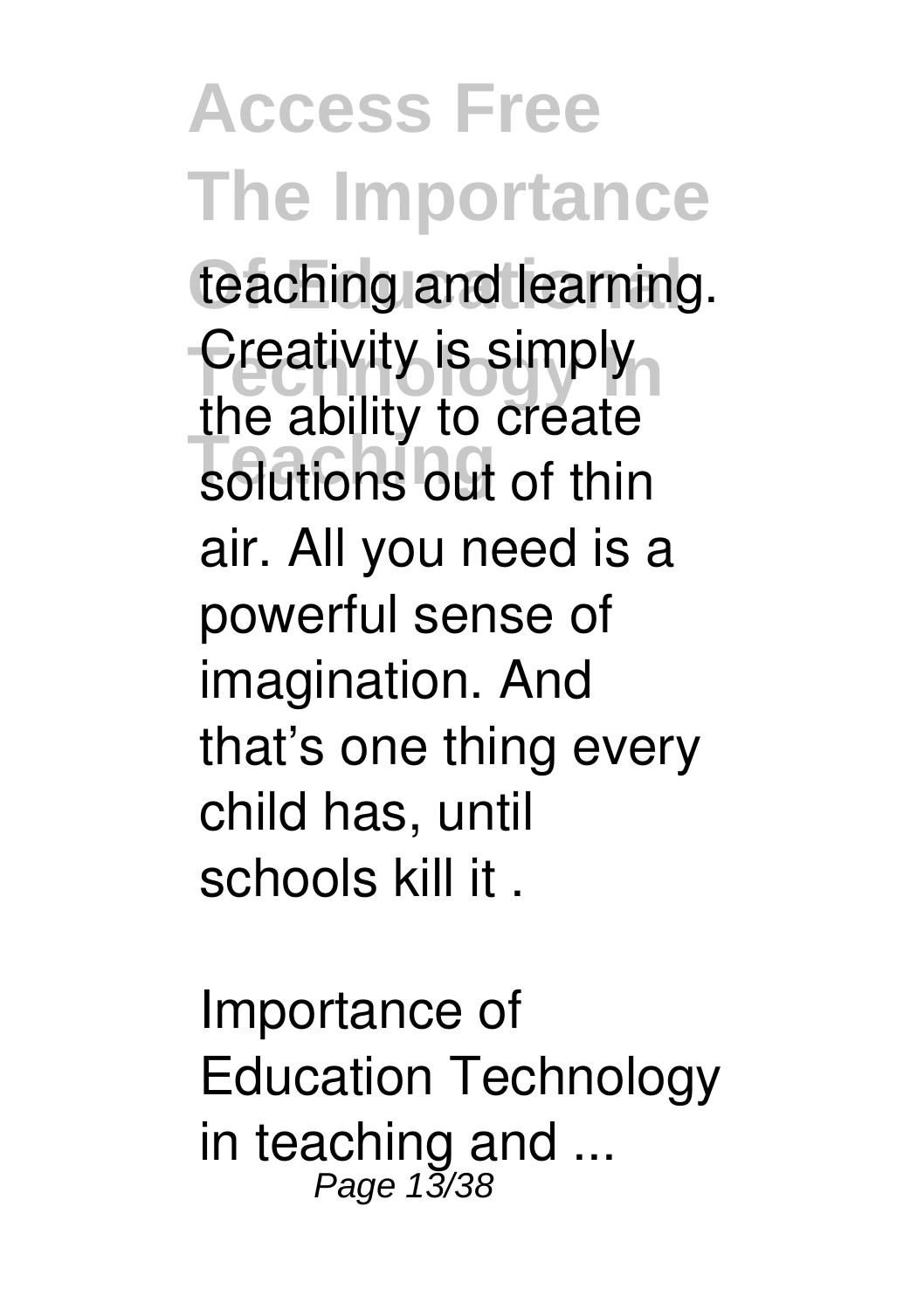teaching and learning. Creativity is simply the ability to create solutions out of thin air. All you need is a powerful sense of imagination. And that's one thing every child has, until schools kill it .

Importance of Education Technology in teaching and ...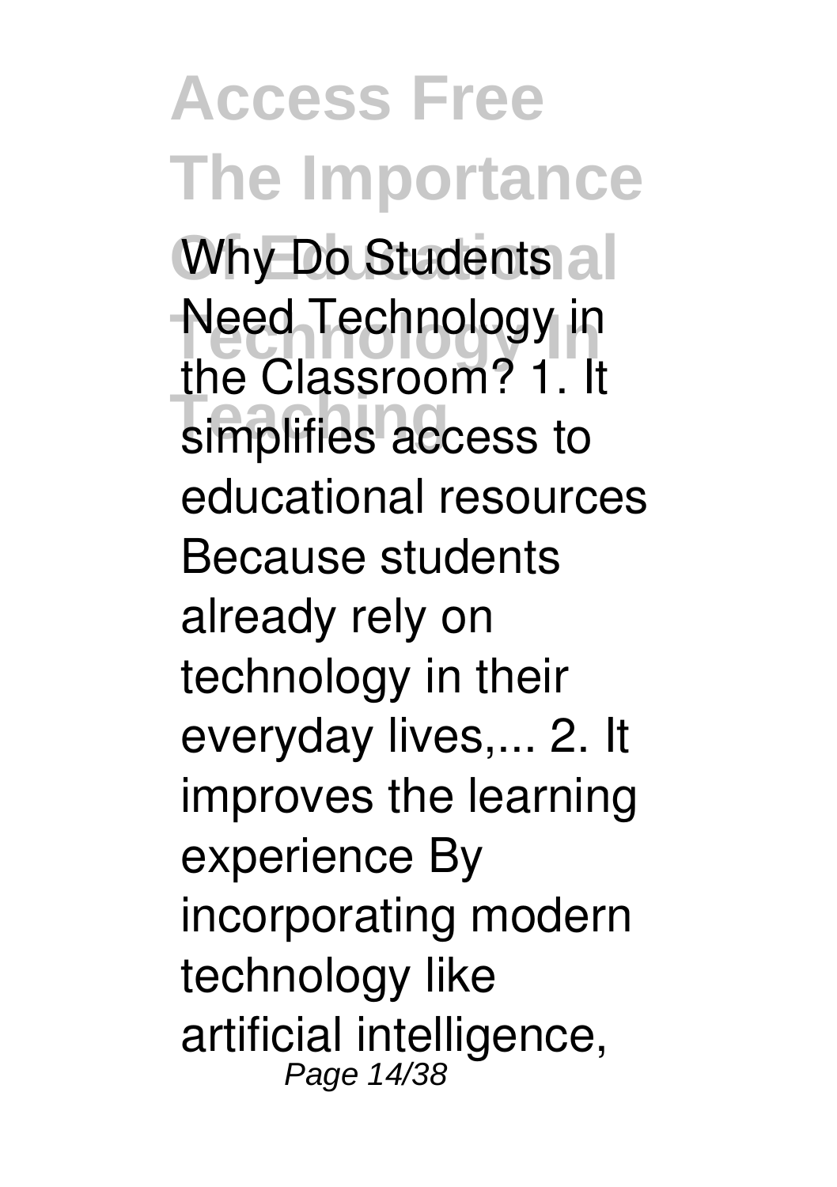Why Do Students Need Technology in the Classroom? 1. It simplifies access to educational resources Because students already rely on technology in their everyday lives,... 2. It improves the learning experience By incorporating modern technology like artificial intelligence,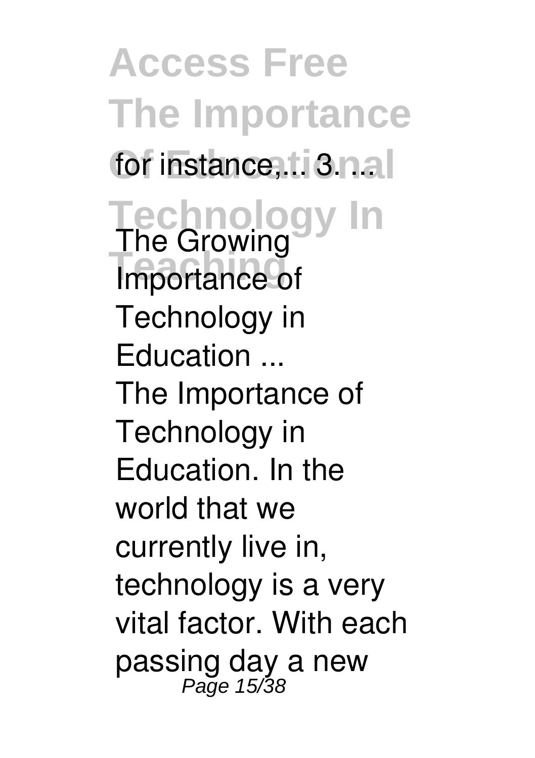for instance,... 3. ...

**The Growing Importance of Technology in Education ...**

The Importance of Technology in Education. In the world that we currently live in, technology is a very vital factor. With each passing day a new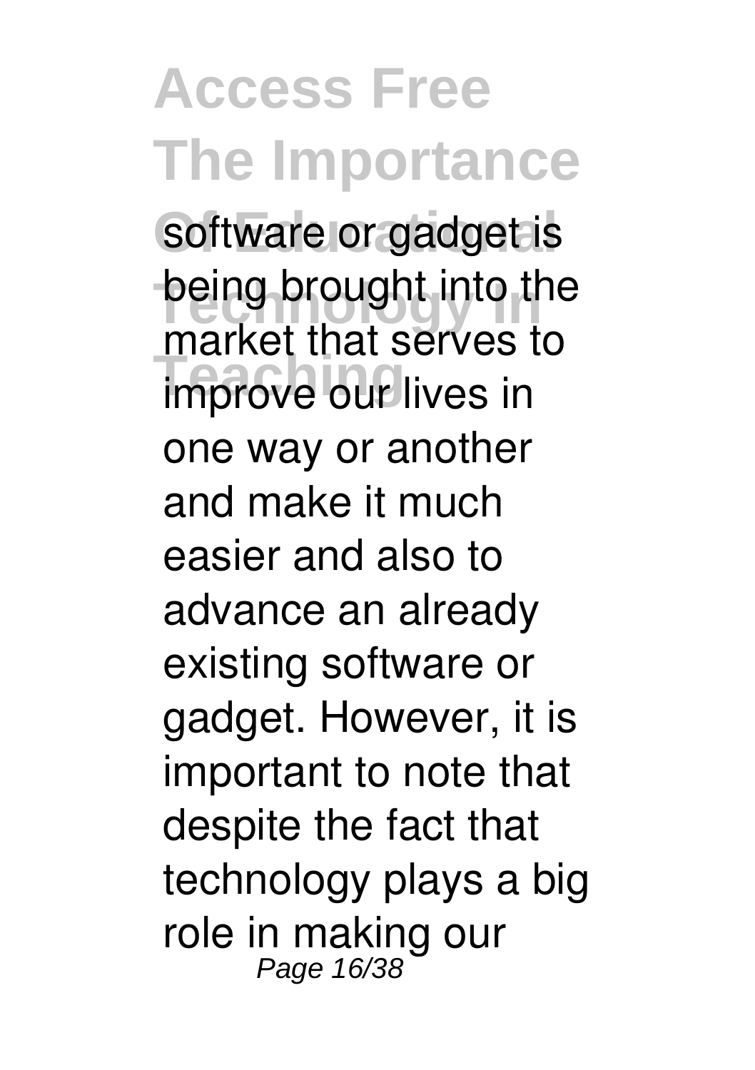software or gadget is being brought into the market that serves to improve our lives in one way or another and make it much easier and also to advance an already existing software or gadget. However, it is important to note that despite the fact that technology plays a big role in making our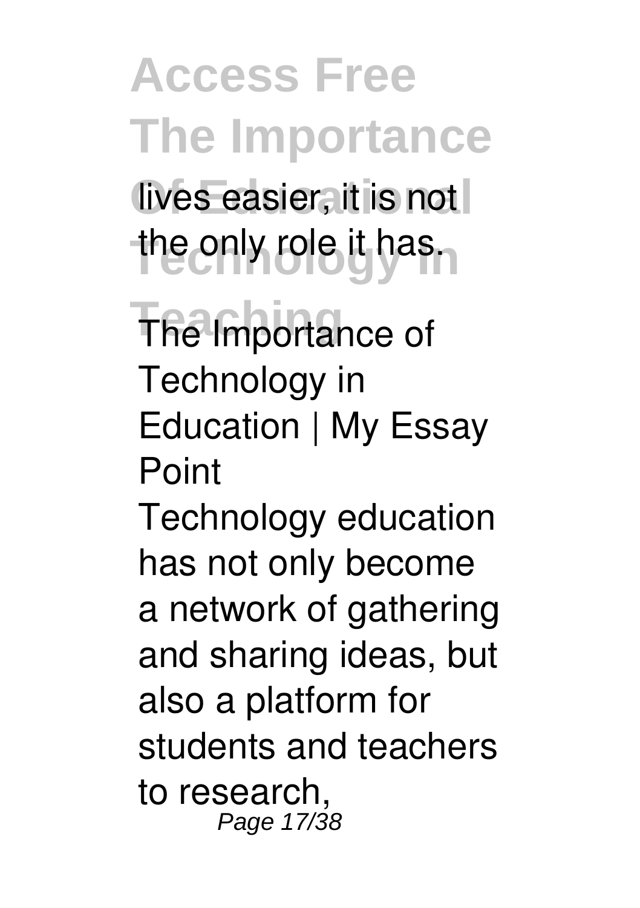lives easier, it is not the only role it has.

**The Importance of Technology in Education | My Essay Point**

Technology education has not only become a network of gathering and sharing ideas, but also a platform for students and teachers to research,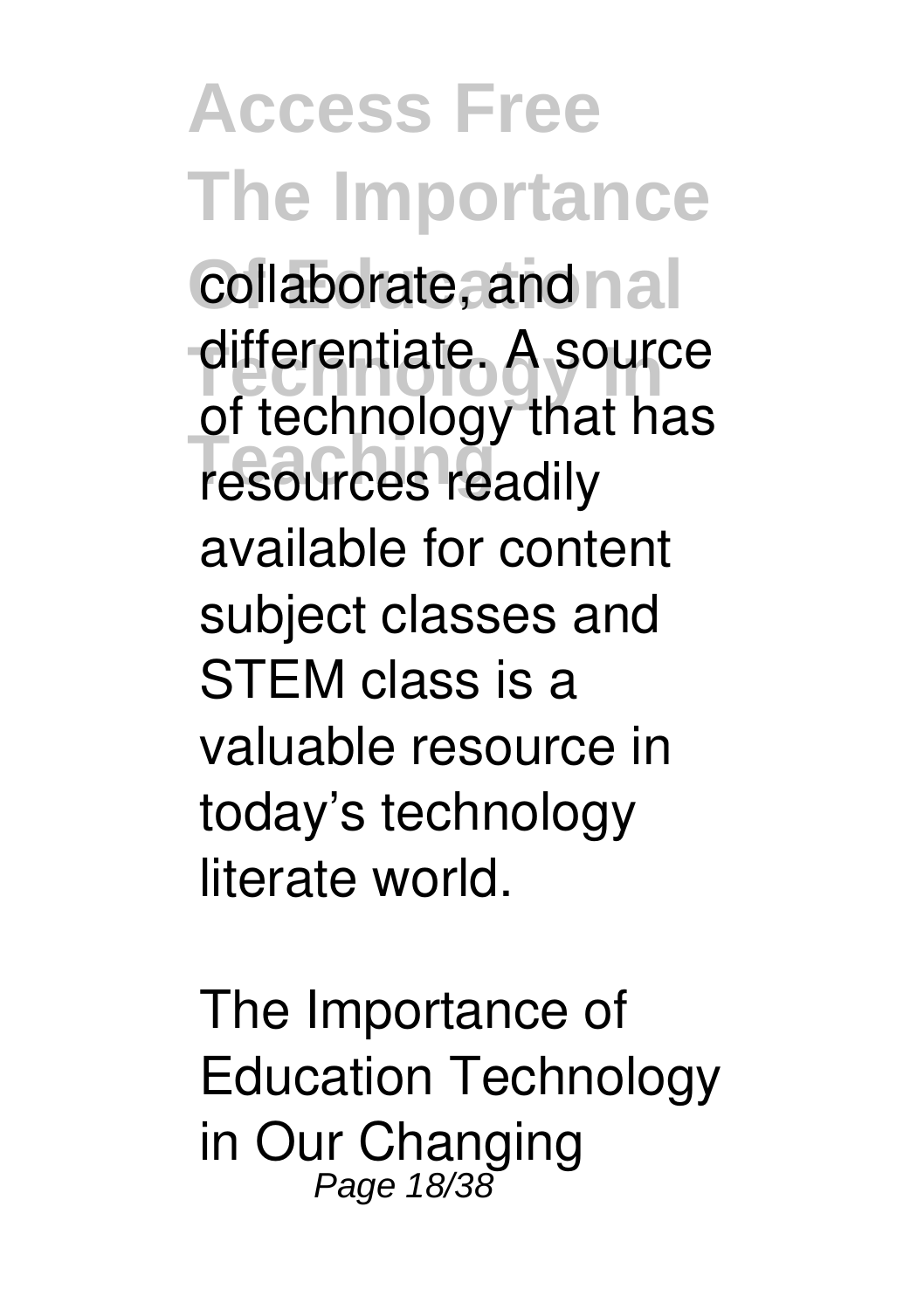collaborate, and differentiate. A source of technology that has resources readily available for content subject classes and STEM class is a valuable resource in today's technology literate world.

The Importance of Education Technology in Our Changing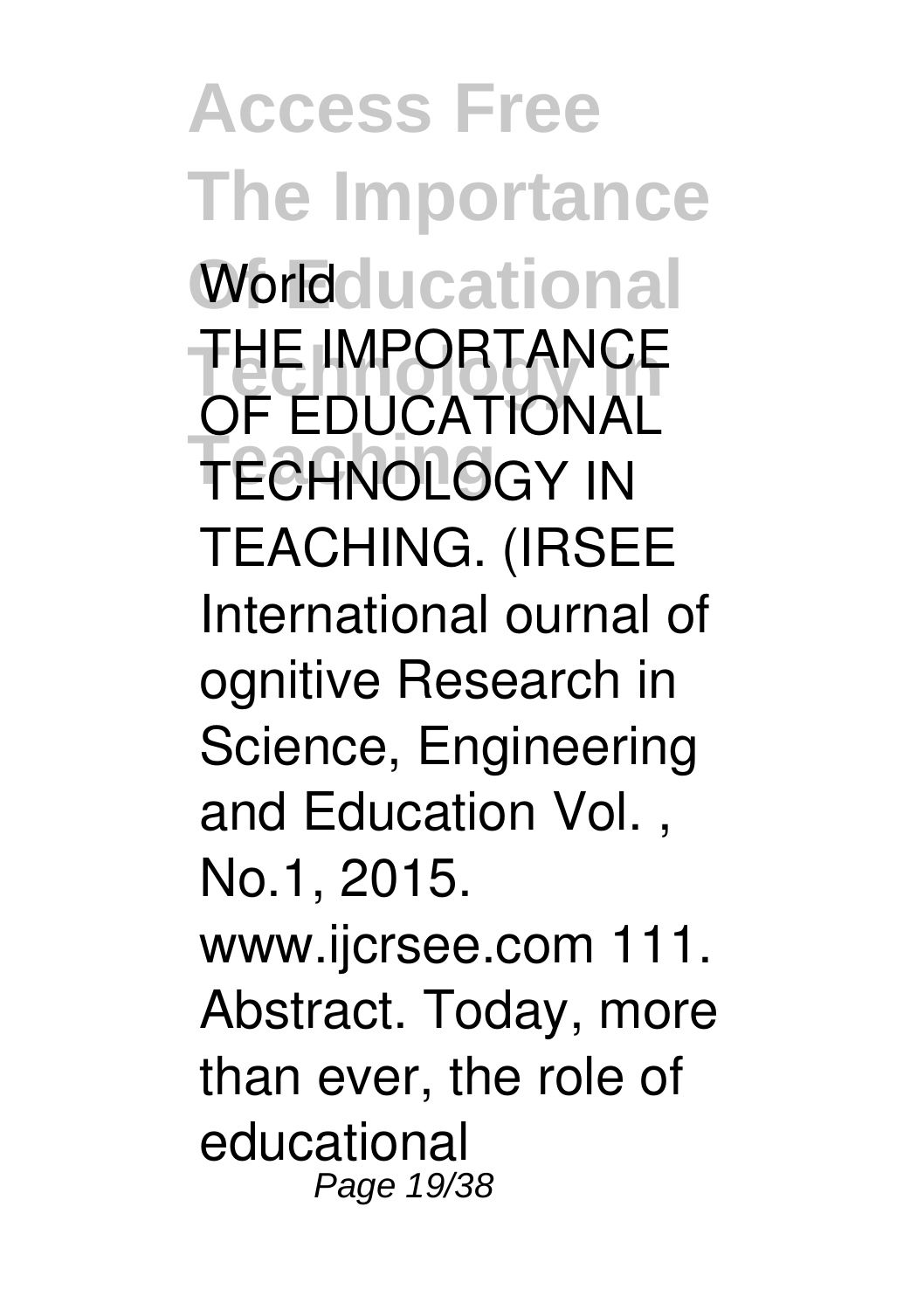World

THE IMPORTANCE OF EDUCATIONAL TECHNOLOGY IN TEACHING. (IRSEE International ournal of ognitive Research in Science, Engineering and Education Vol. , No.1, 2015. www.ijcrsee.com 111. Abstract. Today, more than ever, the role of educational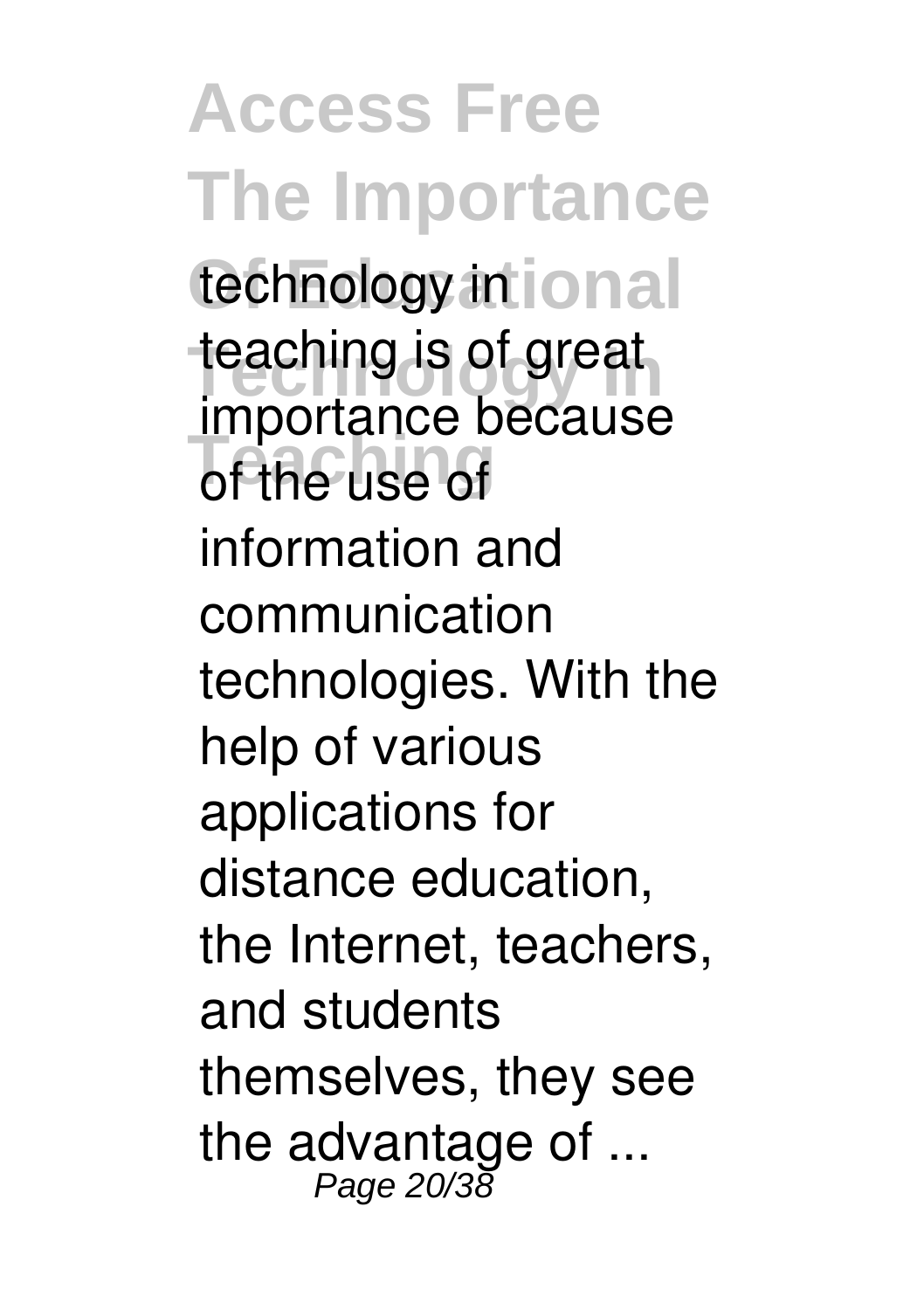technology in teaching is of great importance because of the use of information and communication technologies. With the help of various applications for distance education, the Internet, teachers, and students themselves, they see the advantage of ...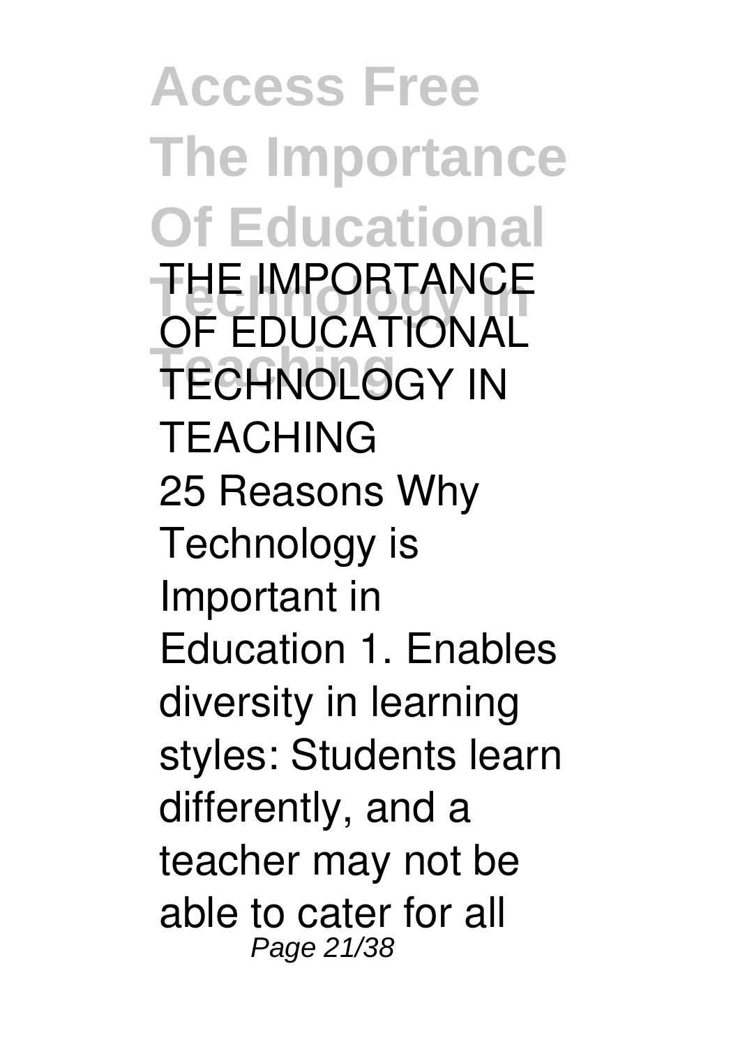**THE IMPORTANCE OF EDUCATIONAL TECHNOLOGY IN TEACHING**

25 Reasons Why Technology is Important in Education 1. Enables diversity in learning styles: Students learn differently, and a teacher may not be able to cater for all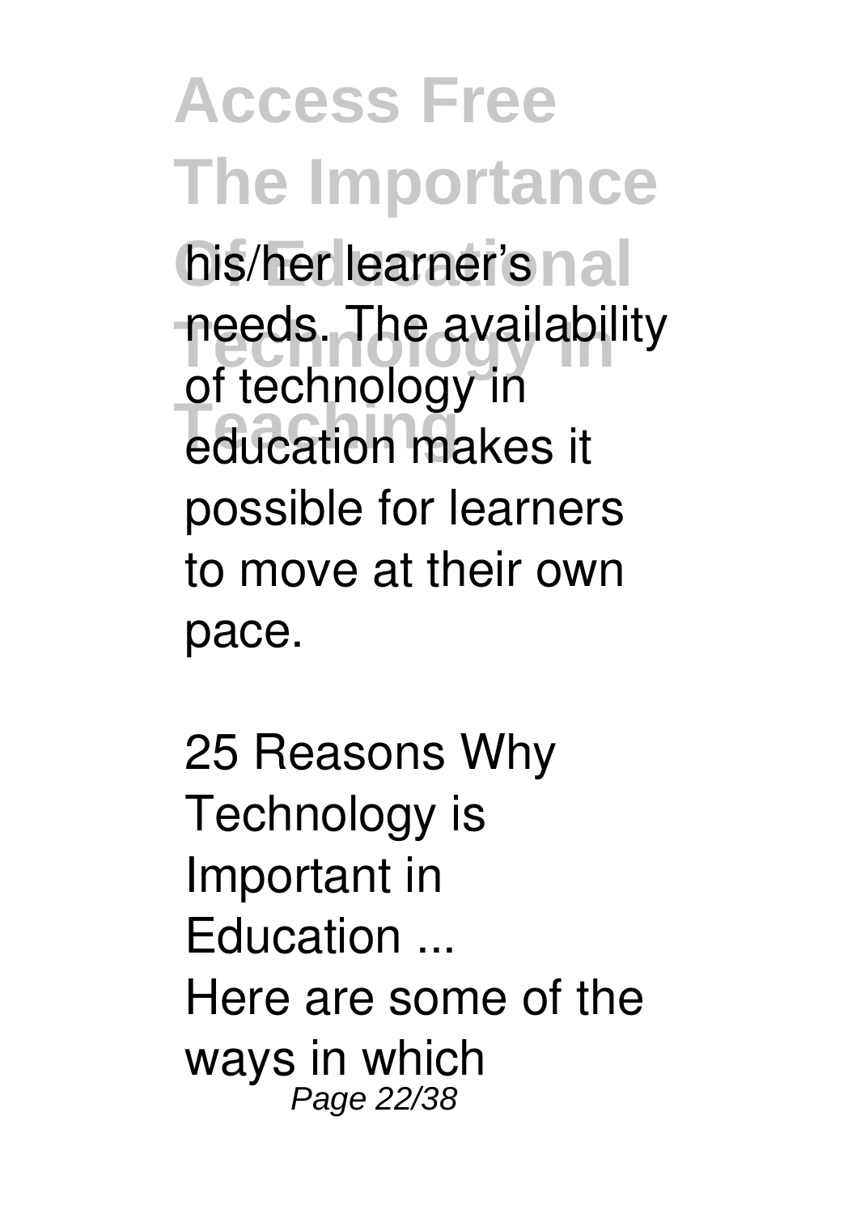his/her learner's needs. The availability of technology in education makes it possible for learners to move at their own pace.

25 Reasons Why Technology is Important in Education ...

Here are some of the ways in which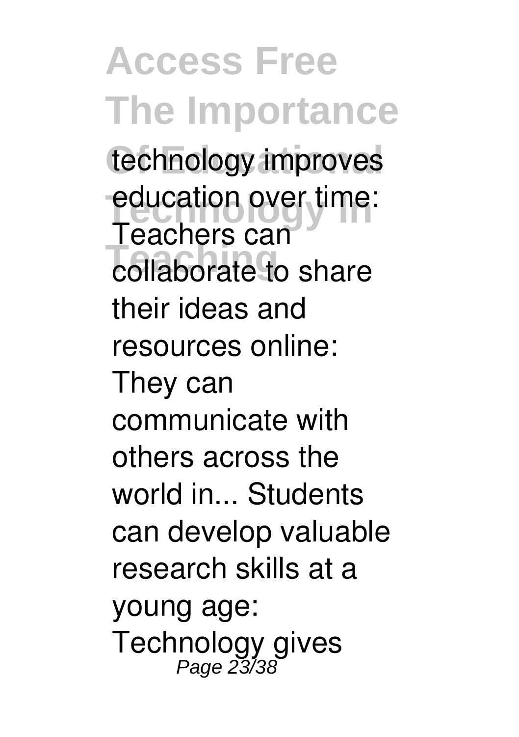technology improves education over time: Teachers can collaborate to share their ideas and resources online: They can communicate with others across the world in... Students can develop valuable research skills at a young age: Technology gives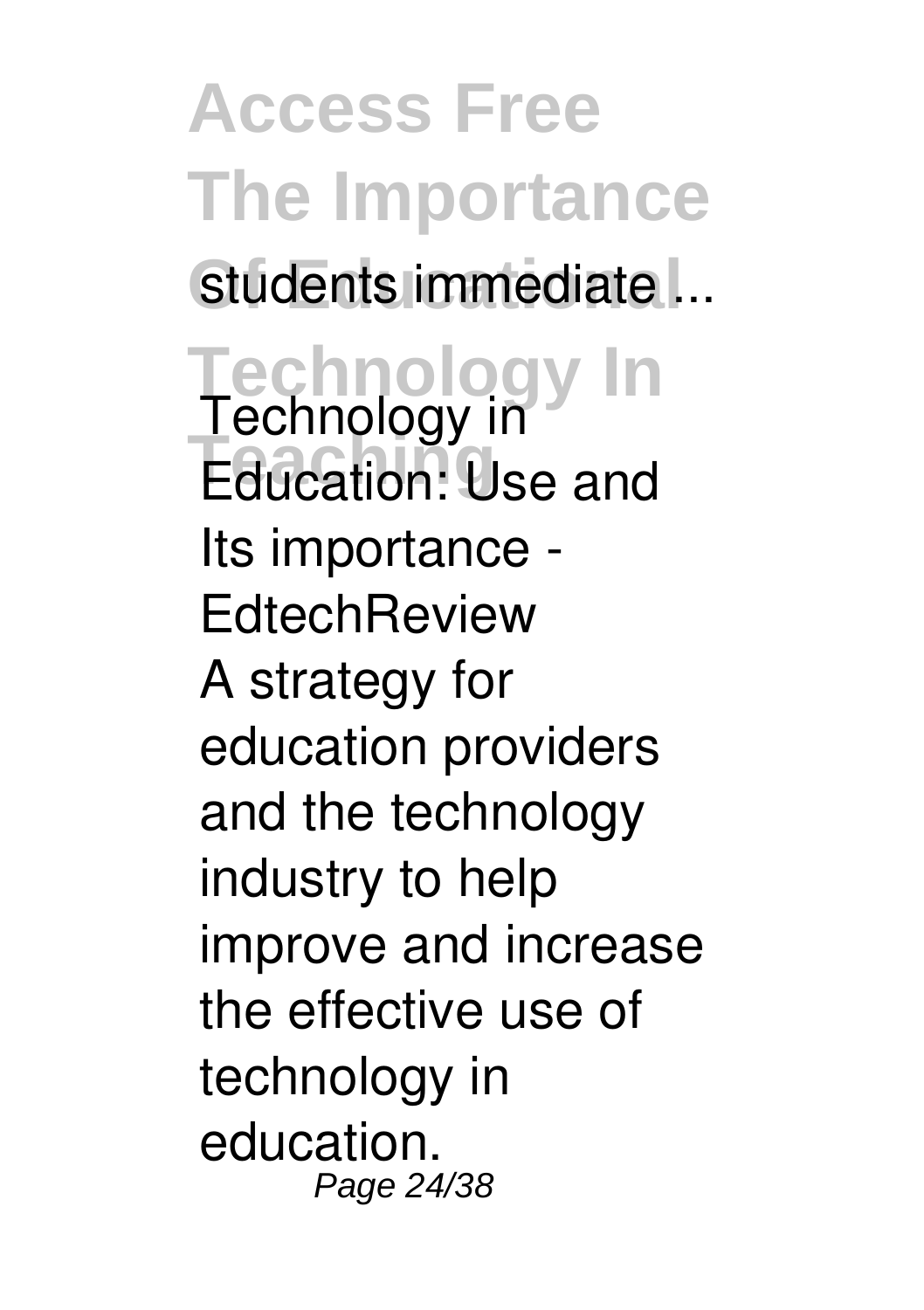students immediate ...

**Technology in Education: Use and Its importance - EdtechReview**

A strategy for education providers and the technology industry to help improve and increase the effective use of technology in education.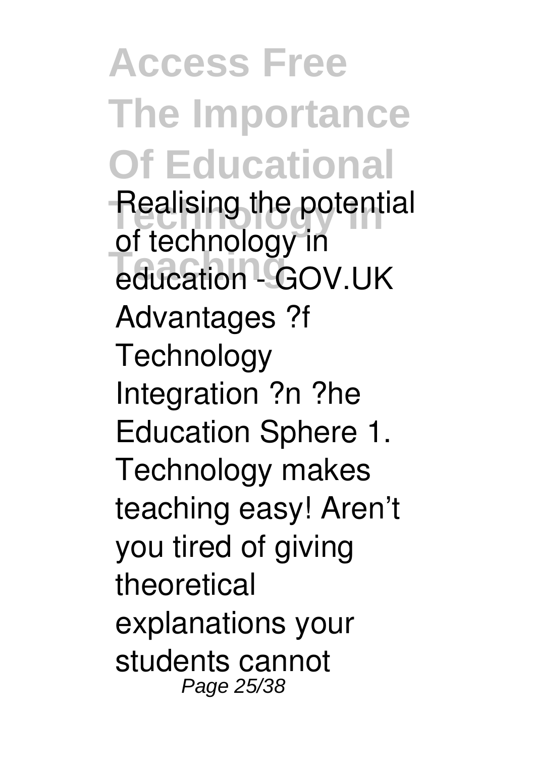Realising the potential of technology in education - GOV.UK
Advantages ?f Technology Integration ?n ?he Education Sphere 1. Technology makes teaching easy! Aren't you tired of giving theoretical explanations your students cannot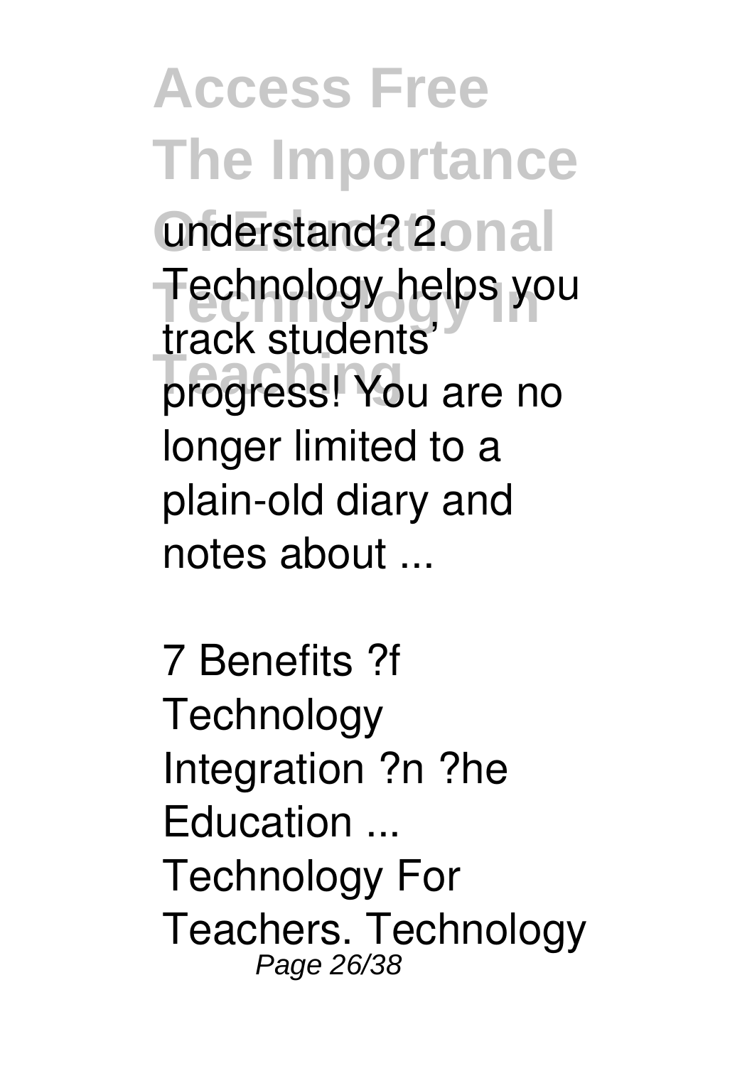understand? 2. Technology helps you track students' progress! You are no longer limited to a plain-old diary and notes about ...

7 Benefits ?f Technology Integration ?n ?he Education ...
Technology For Teachers. Technology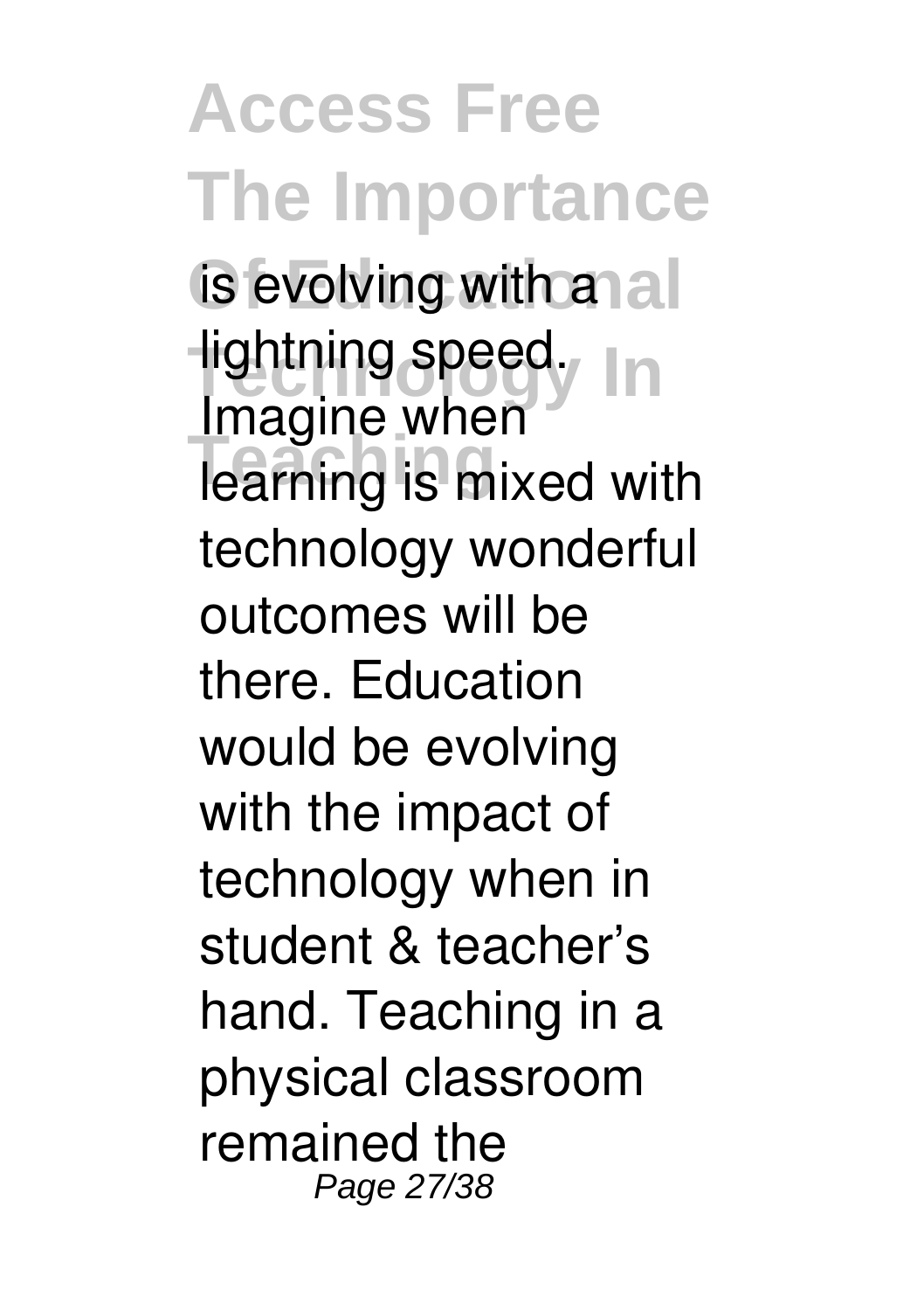is evolving with a lightning speed. Imagine when learning is mixed with technology wonderful outcomes will be there. Education would be evolving with the impact of technology when in student & teacher's hand. Teaching in a physical classroom remained the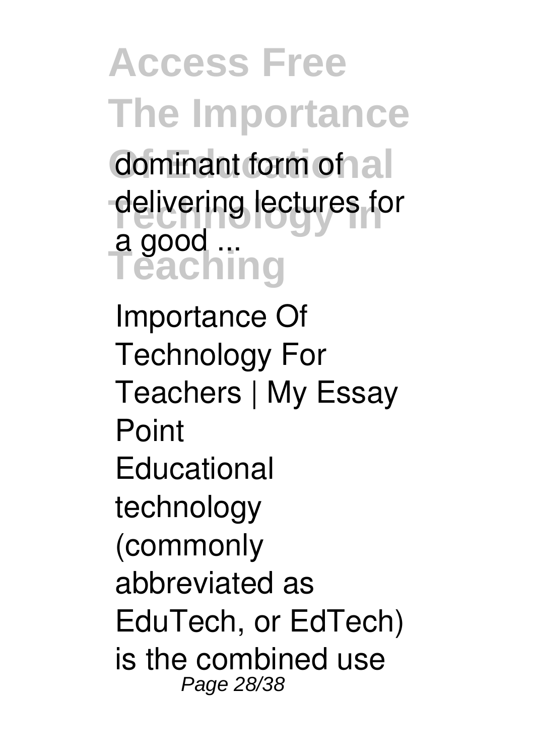dominant form of delivering lectures for a good ...

Importance Of Technology For Teachers | My Essay Point

Educational technology (commonly abbreviated as EduTech, or EdTech) is the combined use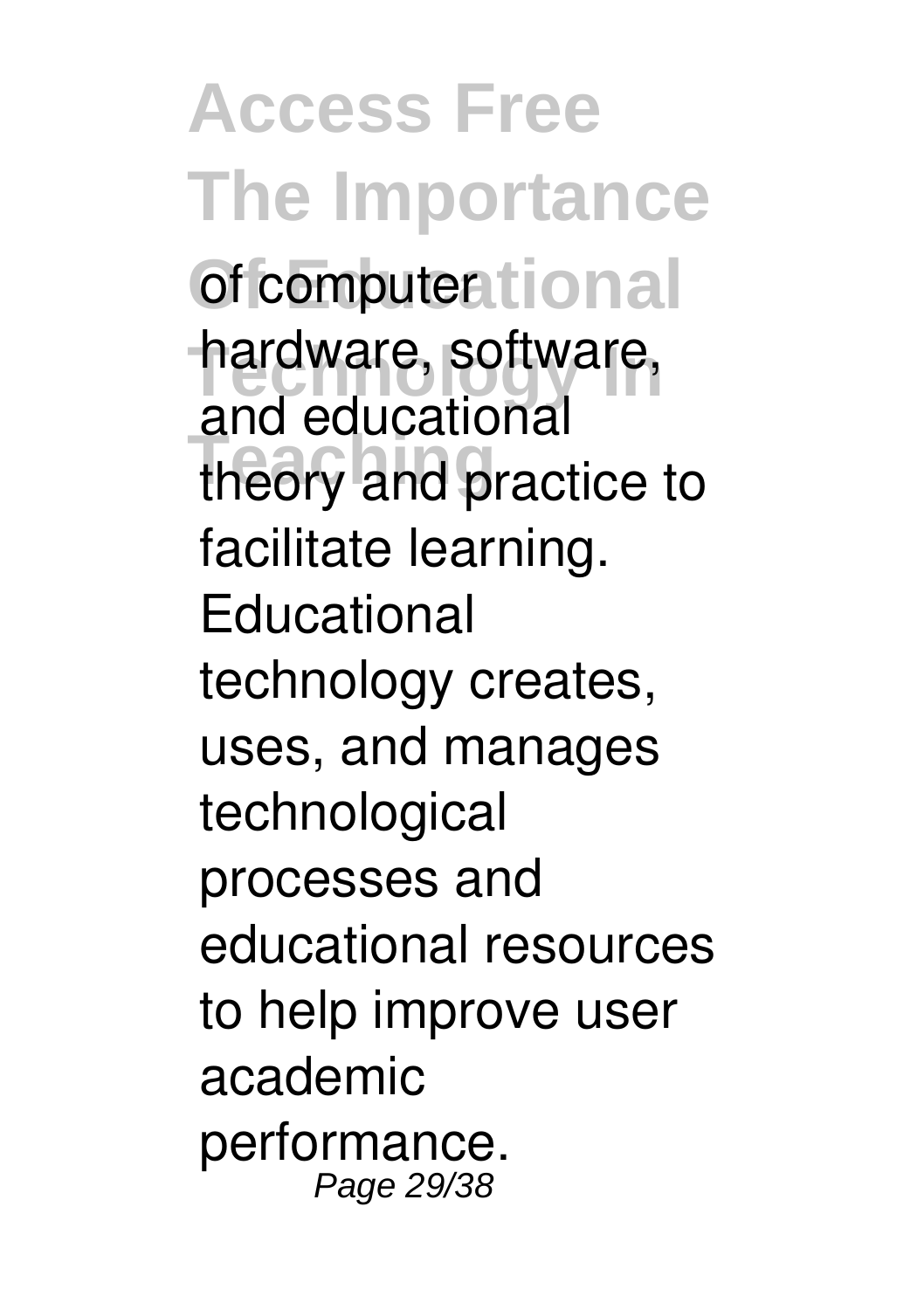of computer hardware, software, and educational theory and practice to facilitate learning. Educational technology creates, uses, and manages technological processes and educational resources to help improve user academic performance.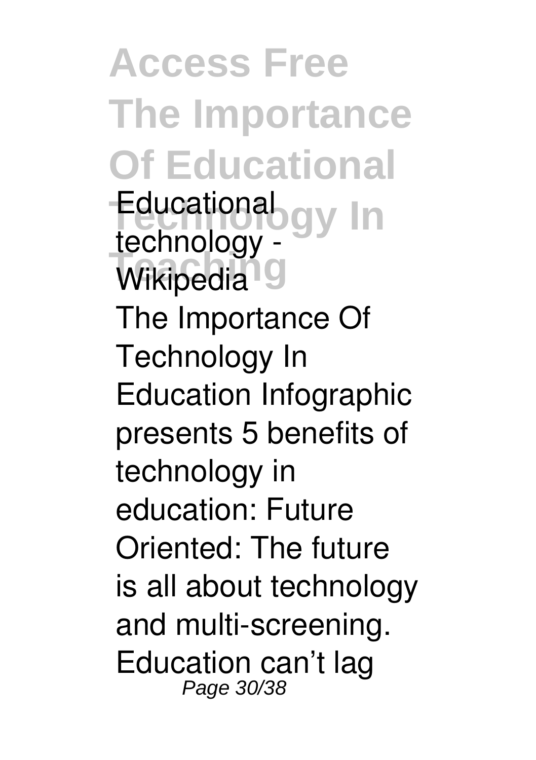*Educational technology - Wikipedia*

The Importance Of Technology In Education Infographic presents 5 benefits of technology in education: Future Oriented: The future is all about technology and multi-screening. Education can't lag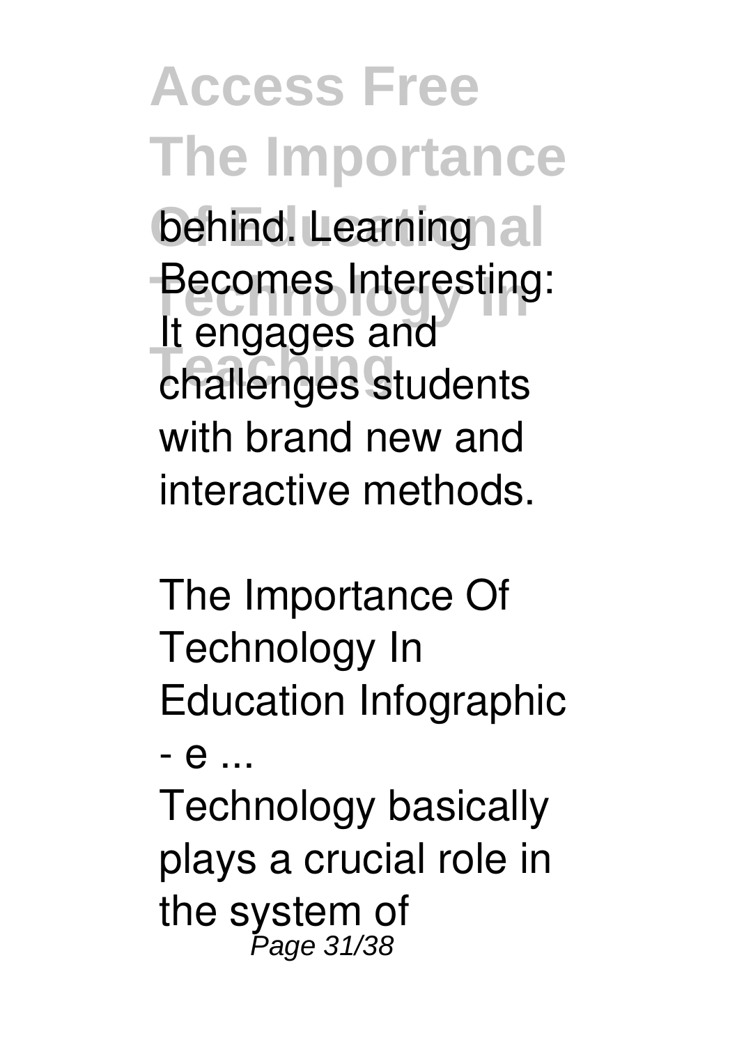behind. Learning Becomes Interesting: It engages and challenges students with brand new and interactive methods.

*The Importance Of Technology In Education Infographic - e ...*

Technology basically plays a crucial role in the system of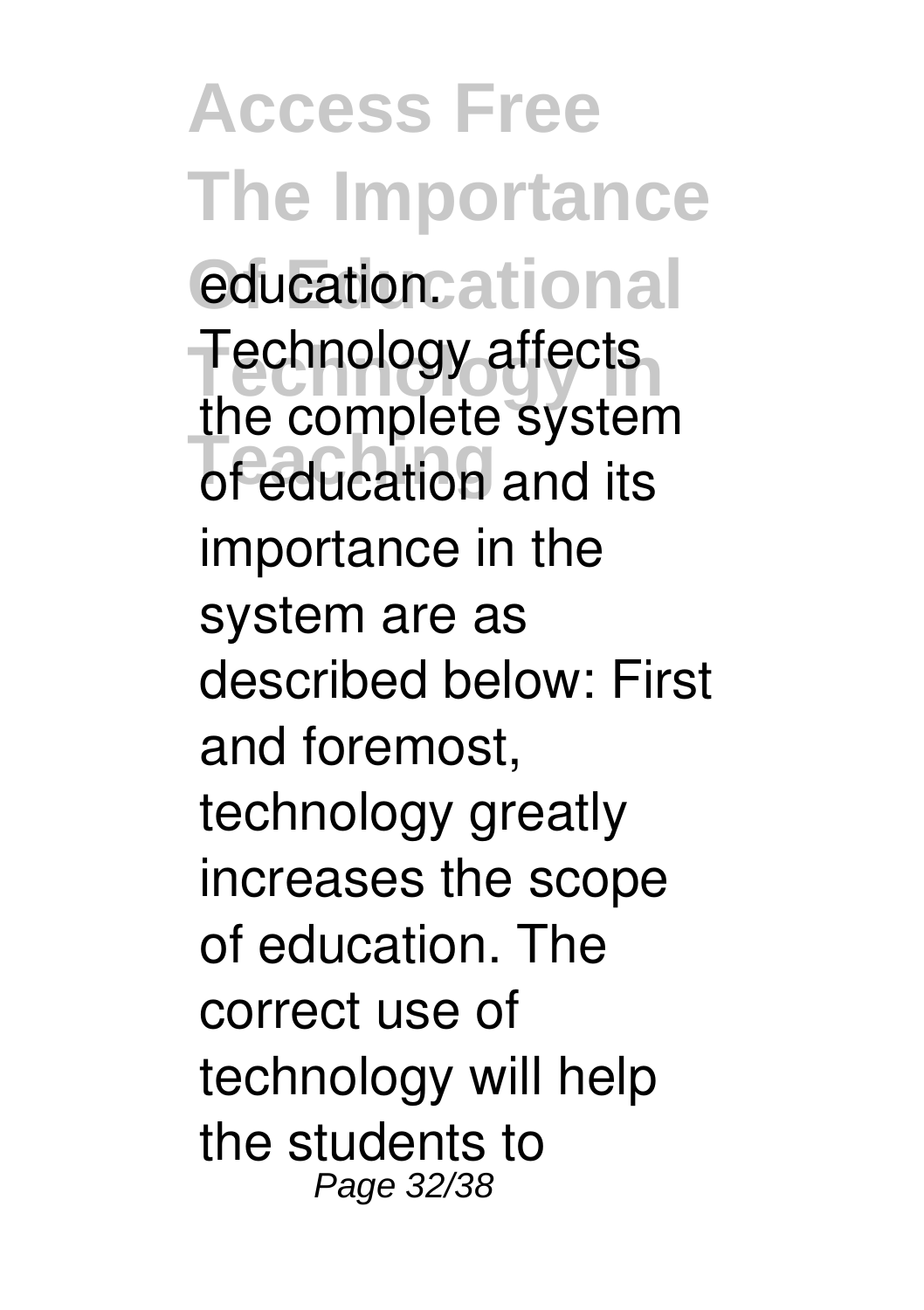education. Technology affects the complete system of education and its importance in the system are as described below: First and foremost, technology greatly increases the scope of education. The correct use of technology will help the students to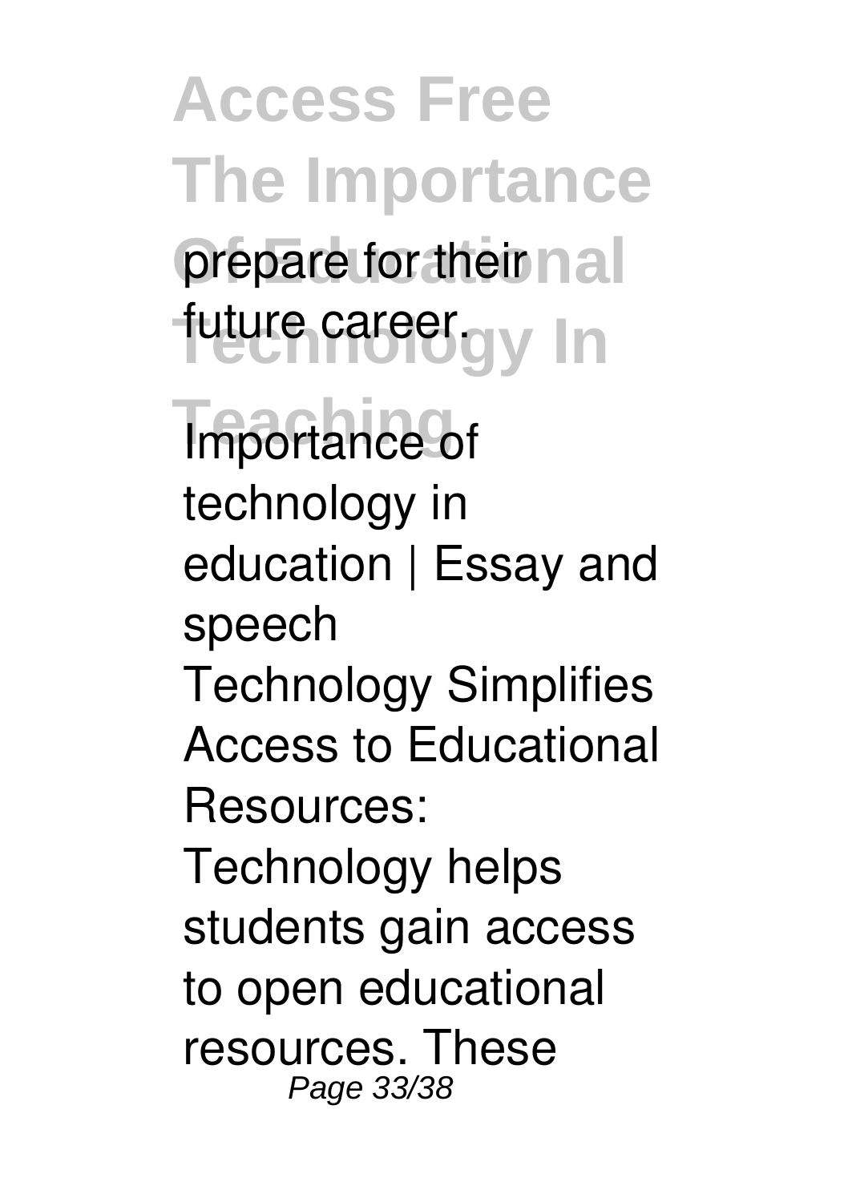prepare for their future career.

Importance of technology in education | Essay and speech

Technology Simplifies Access to Educational Resources: Technology helps students gain access to open educational resources. These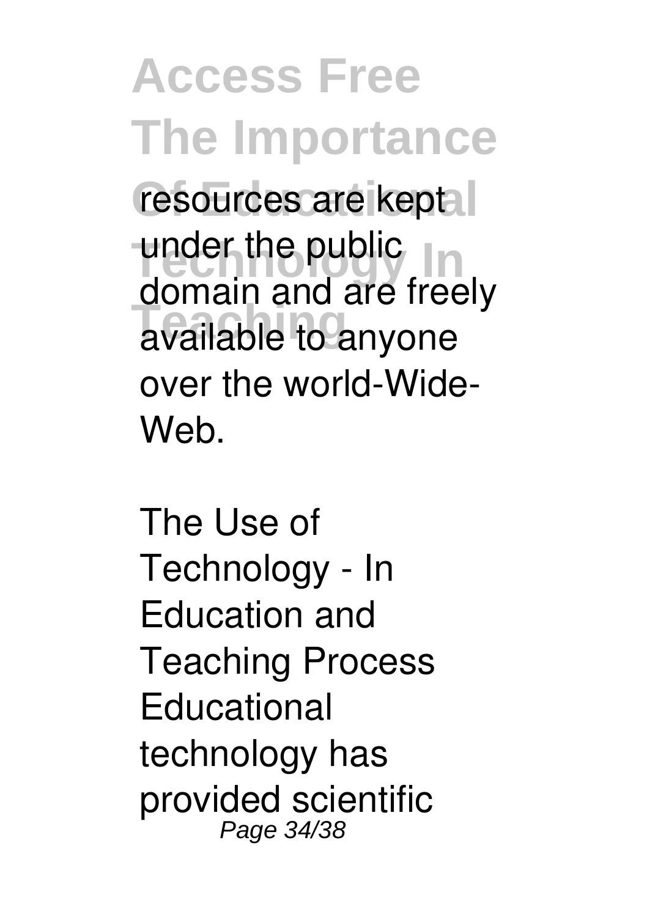resources are kept under the public domain and are freely available to anyone over the world-Wide-Web.

The Use of Technology - In Education and Teaching Process Educational technology has provided scientific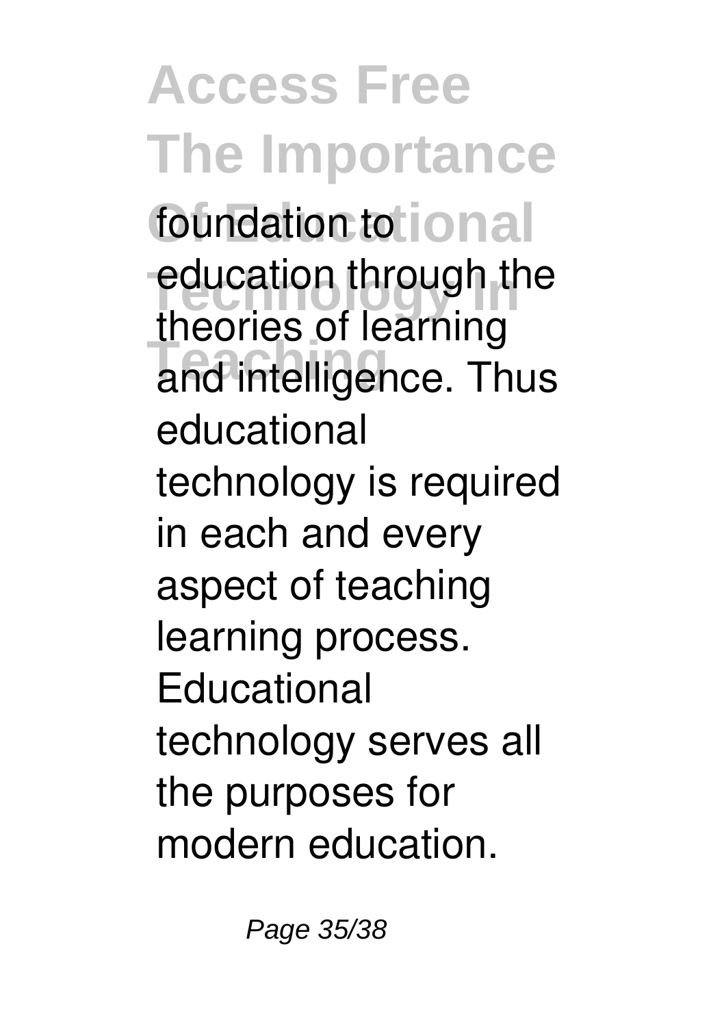foundation to education through the theories of learning and intelligence. Thus educational technology is required in each and every aspect of teaching learning process. Educational technology serves all the purposes for modern education.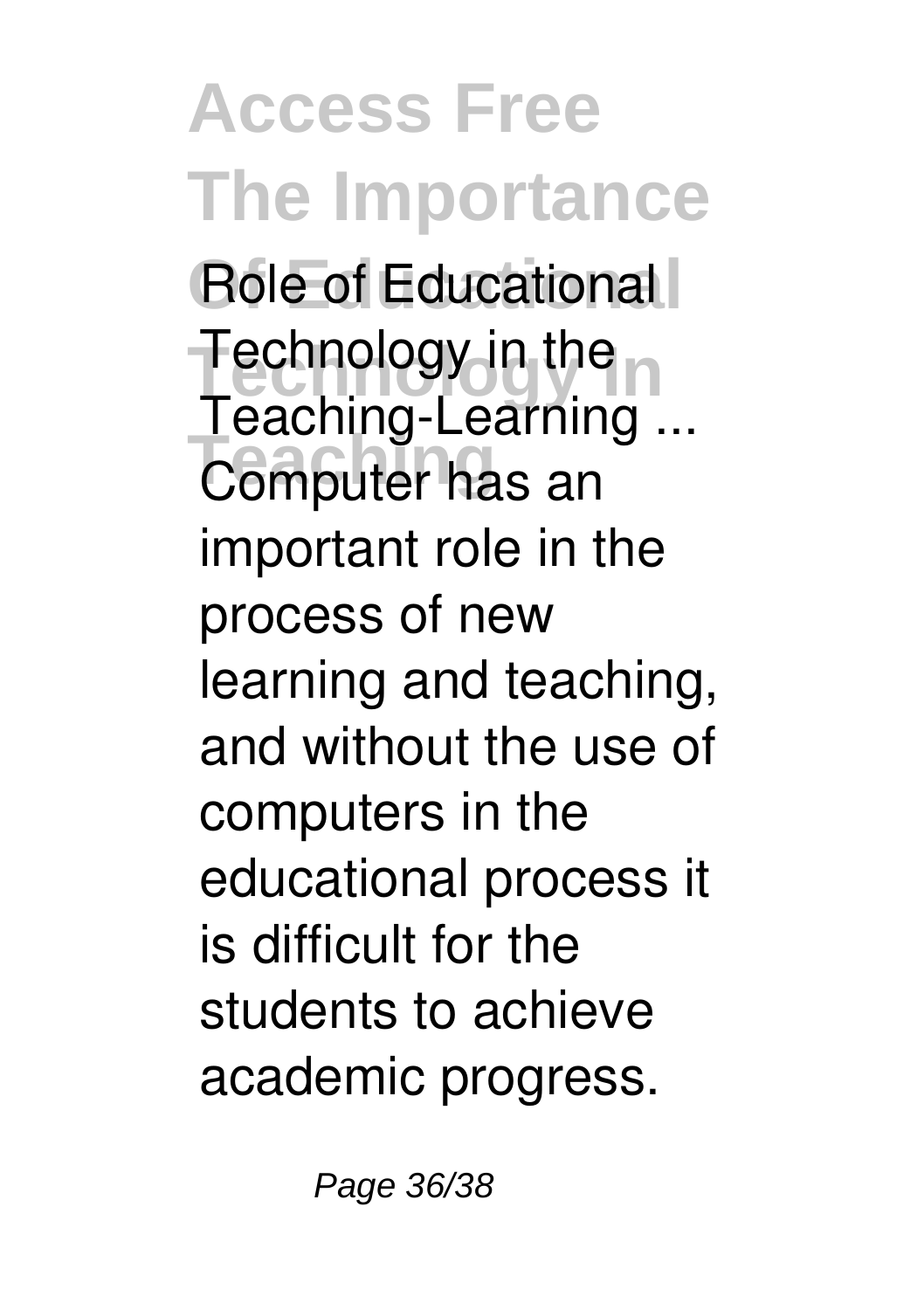Role of Educational Technology in the Teaching-Learning ...
Computer has an important role in the process of new learning and teaching, and without the use of computers in the educational process it is difficult for the students to achieve academic progress.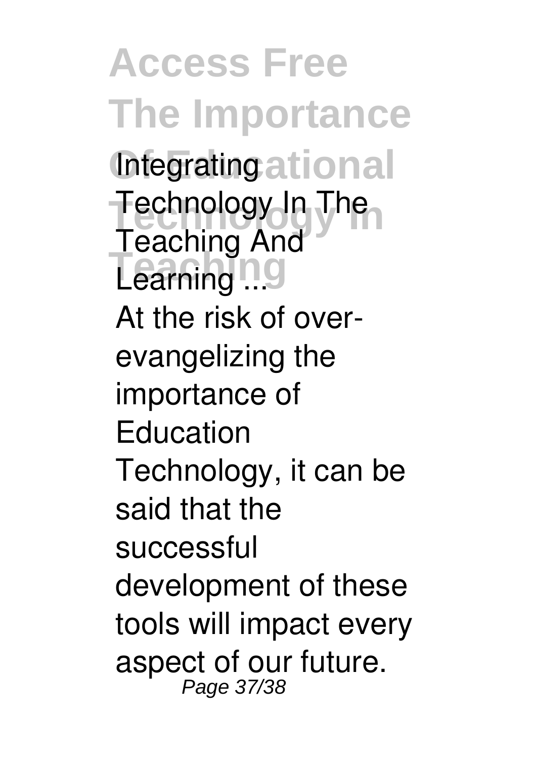**Integrating Technology In The Teaching And Learning ...**

At the risk of over-evangelizing the importance of Education Technology, it can be said that the successful development of these tools will impact every aspect of our future.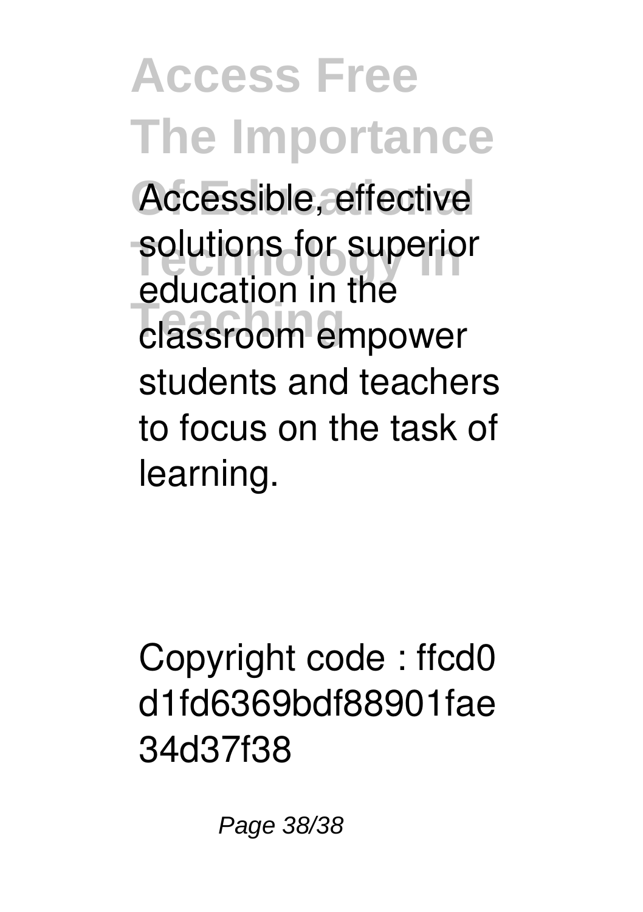Accessible, effective solutions for superior education in the classroom empower students and teachers to focus on the task of learning.

Copyright code : ffcd0d1fd6369bdf88901fae34d37f38